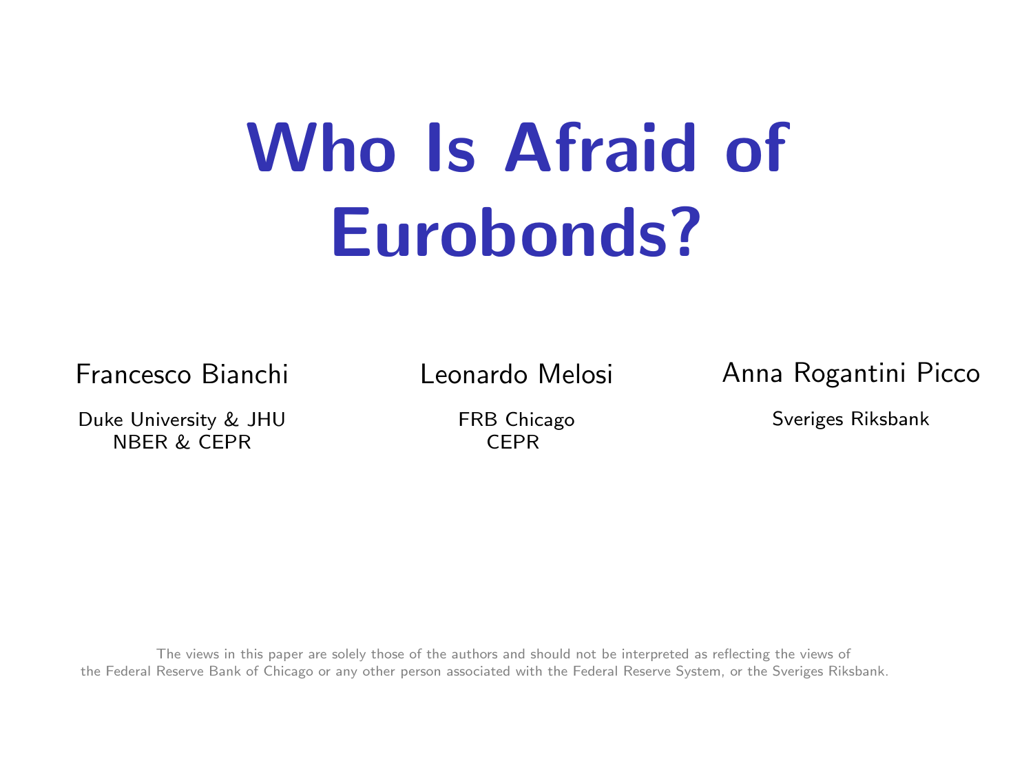# Who Is Afraid of Eurobonds?

Francesco Bianchi

Duke University & JHU
NBER & CEPR

Leonardo Melosi

FRB Chicago
CEPR

Anna Rogantini Picco

Sveriges Riksbank

The views in this paper are solely those of the authors and should not be interpreted as reflecting the views of the Federal Reserve Bank of Chicago or any other person associated with the Federal Reserve System, or the Sveriges Riksbank.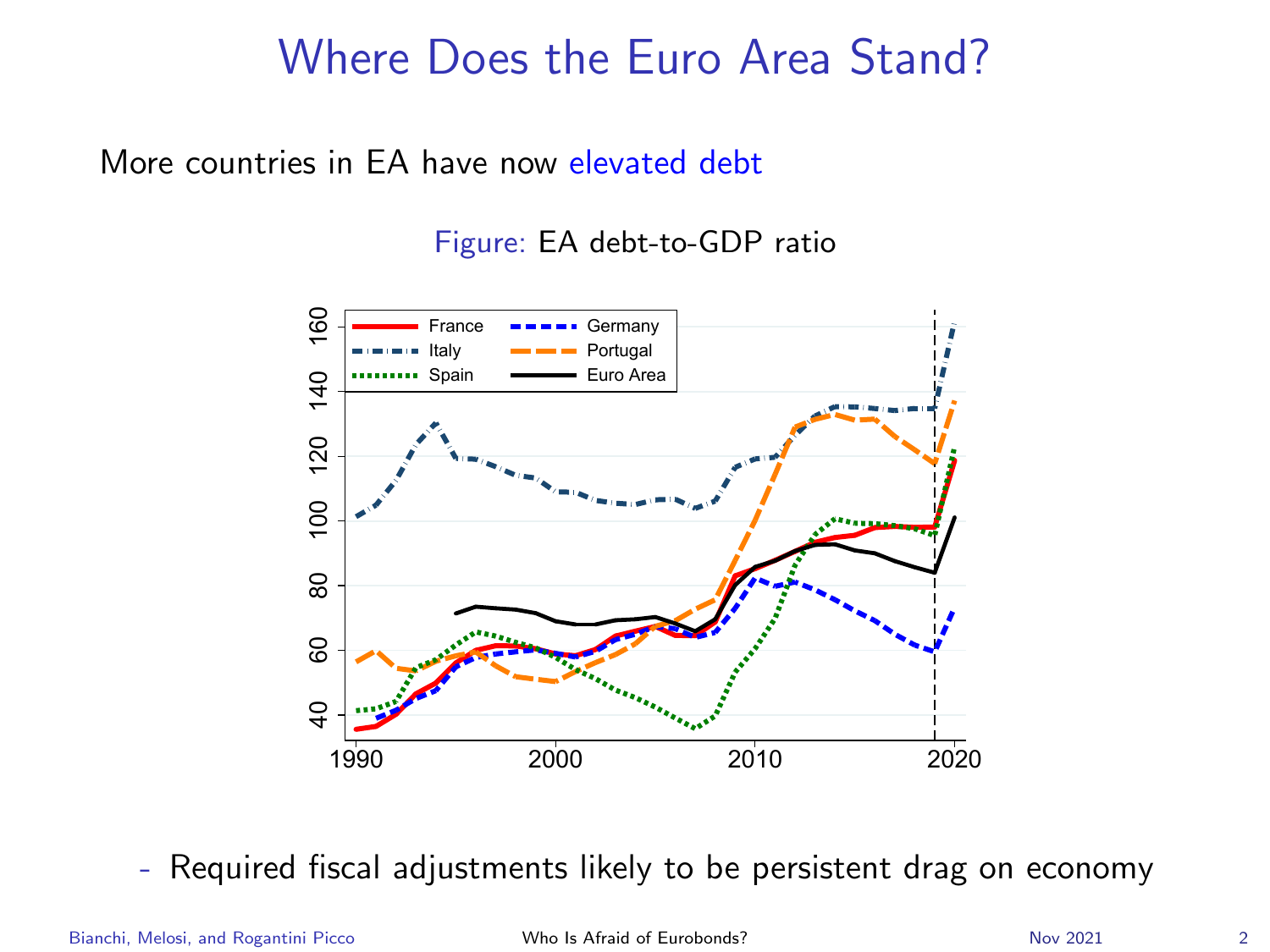# Where Does the Euro Area Stand?

More countries in EA have now elevated debt

Figure: EA debt-to-GDP ratio

- Required fiscal adjustments likely to be persistent drag on economy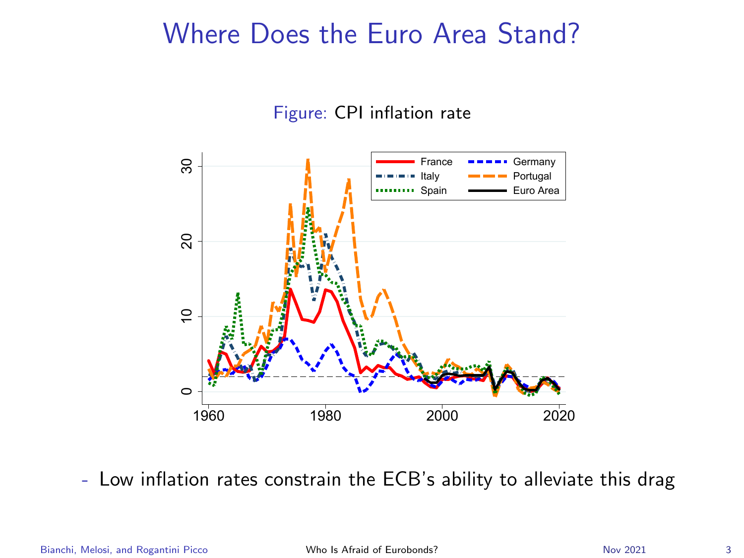# Where Does the Euro Area Stand?

Figure: CPI inflation rate

- Low inflation rates constrain the ECB's ability to alleviate this drag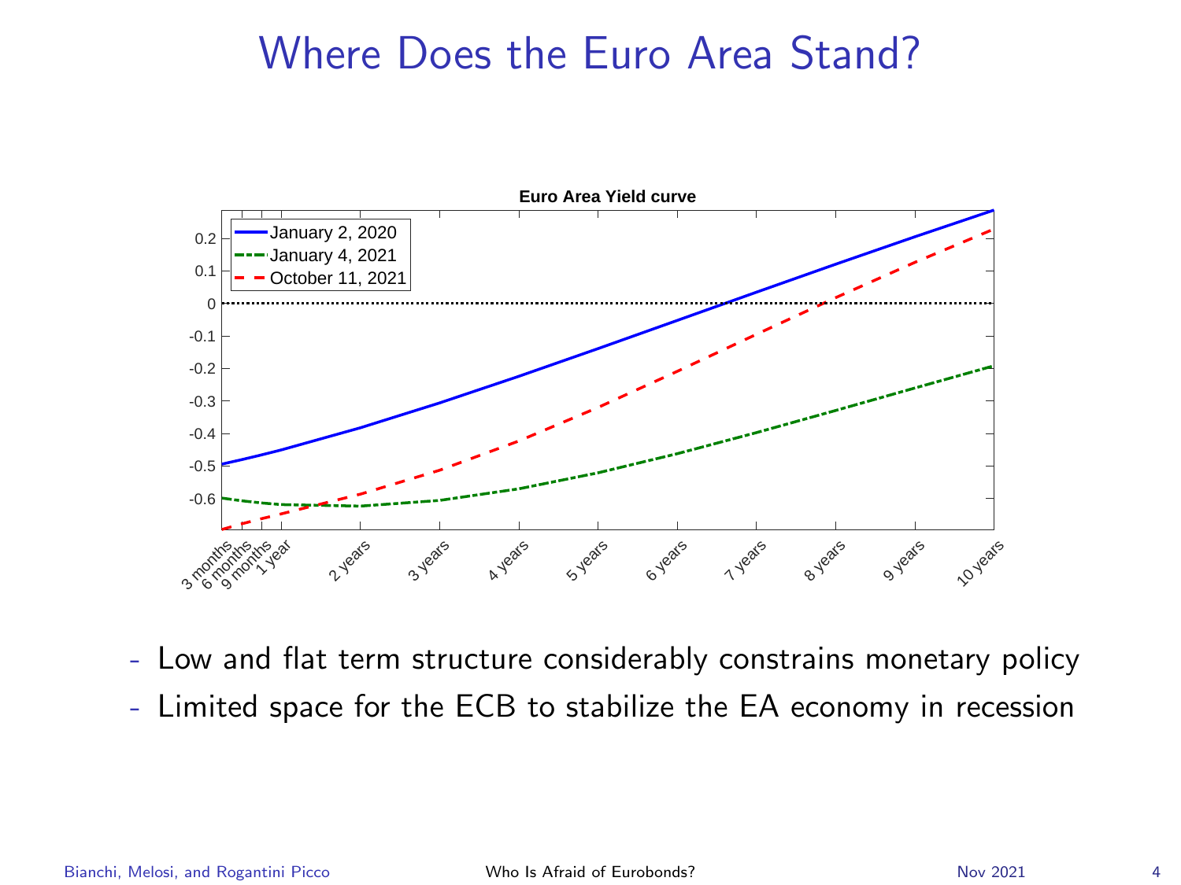# Where Does the Euro Area Stand?

- Low and flat term structure considerably constrains monetary policy
- Limited space for the ECB to stabilize the EA economy in recession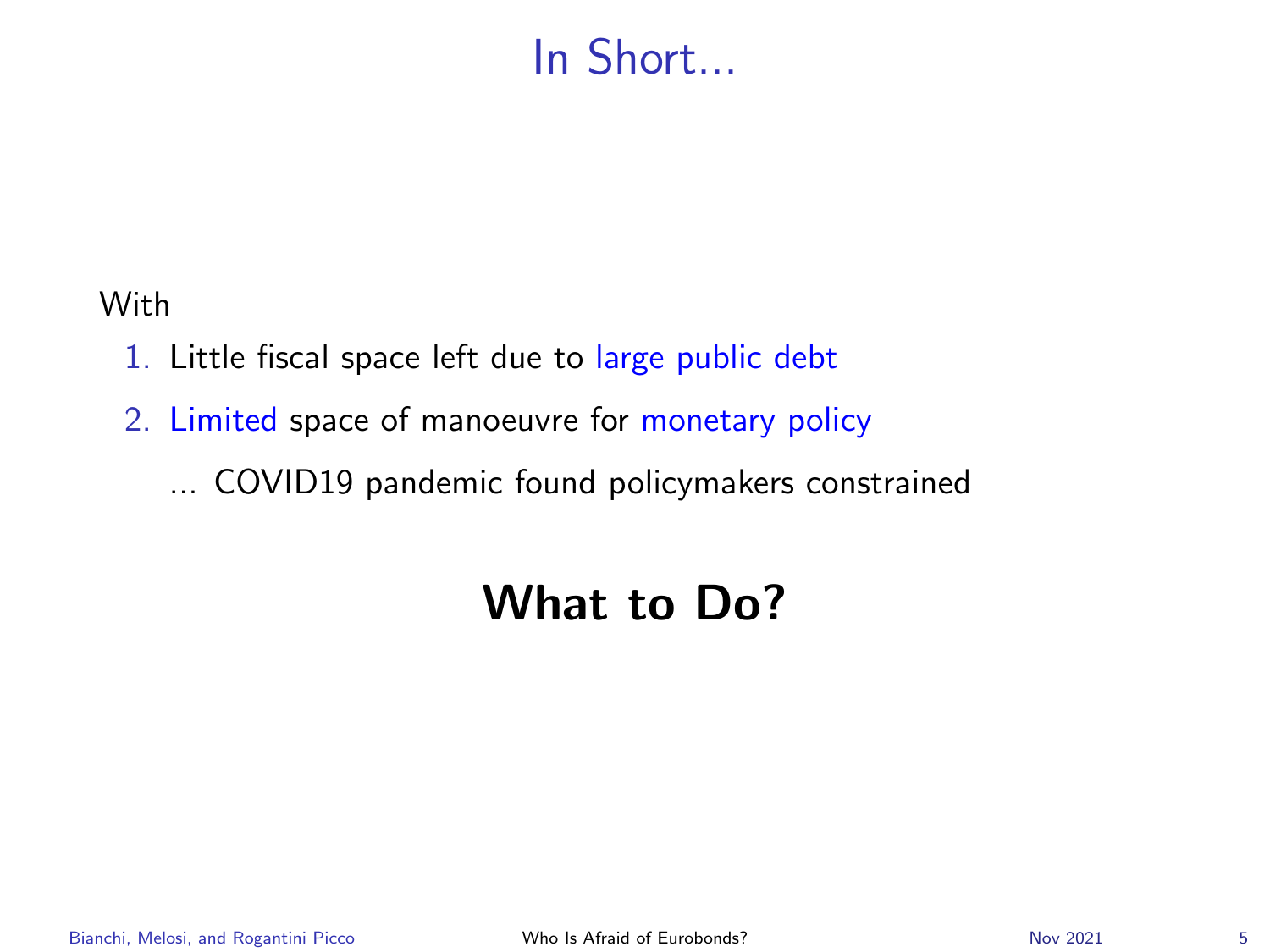# In Short...

With

1. Little fiscal space left due to large public debt
2. Limited space of manoeuvre for monetary policy

   ... COVID19 pandemic found policymakers constrained

**What to Do?**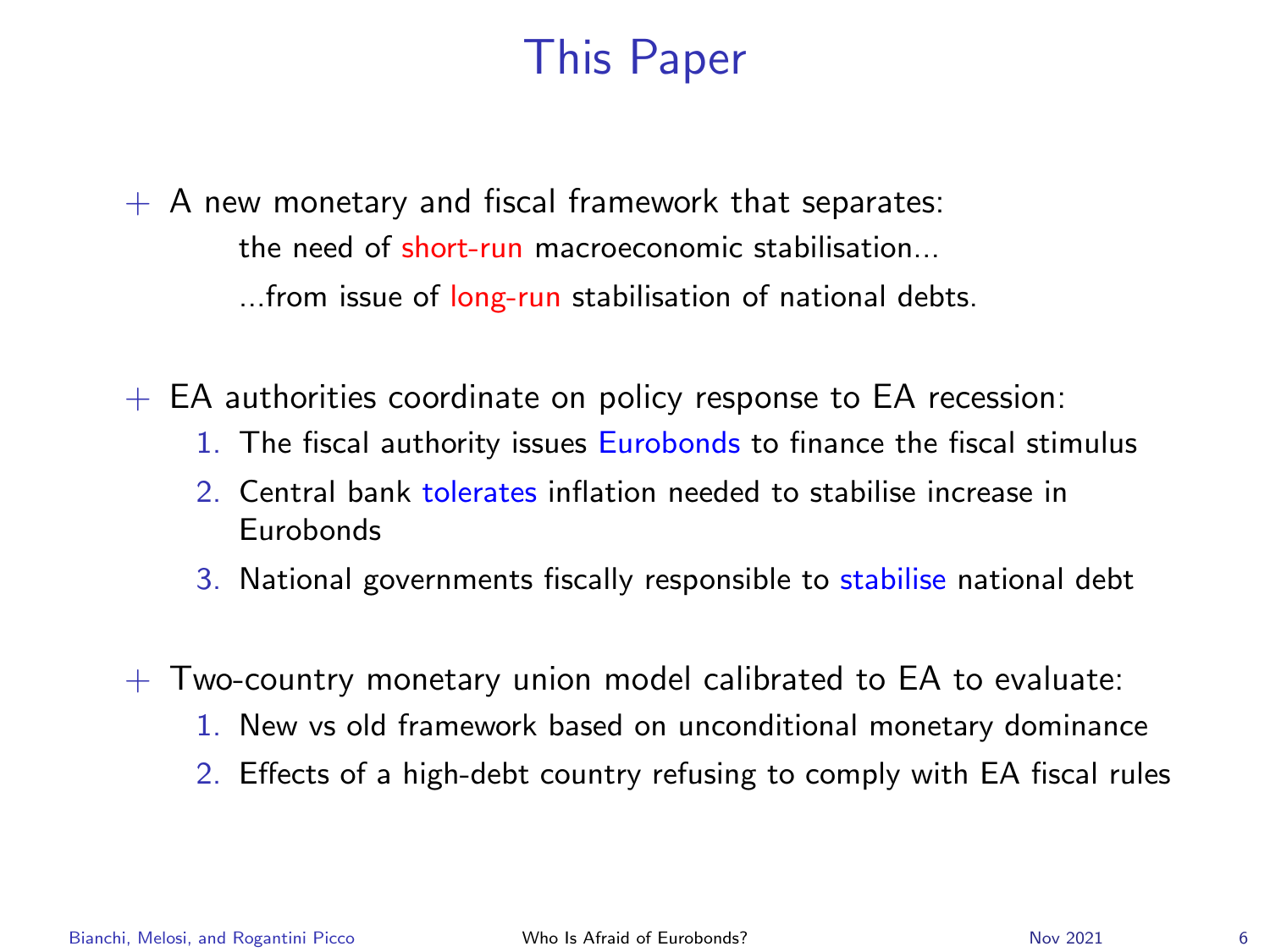# This Paper

- A new monetary and fiscal framework that separates:
  - the need of short-run macroeconomic stabilisation...
  - ...from issue of long-run stabilisation of national debts.

- EA authorities coordinate on policy response to EA recession:
  1. The fiscal authority issues Eurobonds to finance the fiscal stimulus
  2. Central bank tolerates inflation needed to stabilise increase in Eurobonds
  3. National governments fiscally responsible to stabilise national debt

- Two-country monetary union model calibrated to EA to evaluate:
  1. New vs old framework based on unconditional monetary dominance
  2. Effects of a high-debt country refusing to comply with EA fiscal rules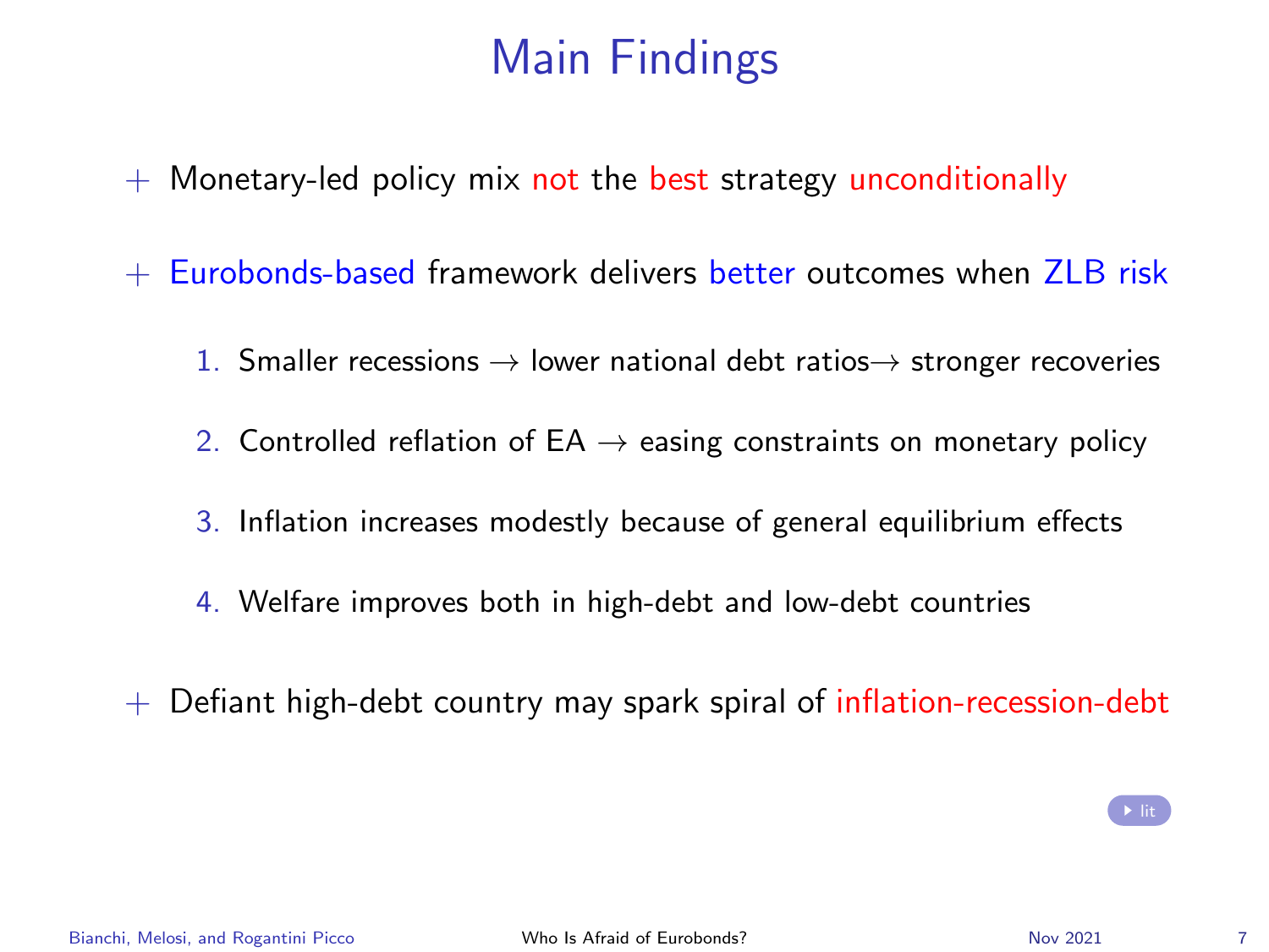# Main Findings

- Monetary-led policy mix not the best strategy unconditionally
- Eurobonds-based framework delivers better outcomes when ZLB risk
  1. Smaller recessions → lower national debt ratios → stronger recoveries
  2. Controlled reflation of EA → easing constraints on monetary policy
  3. Inflation increases modestly because of general equilibrium effects
  4. Welfare improves both in high-debt and low-debt countries
- Defiant high-debt country may spark spiral of inflation-recession-debt

lit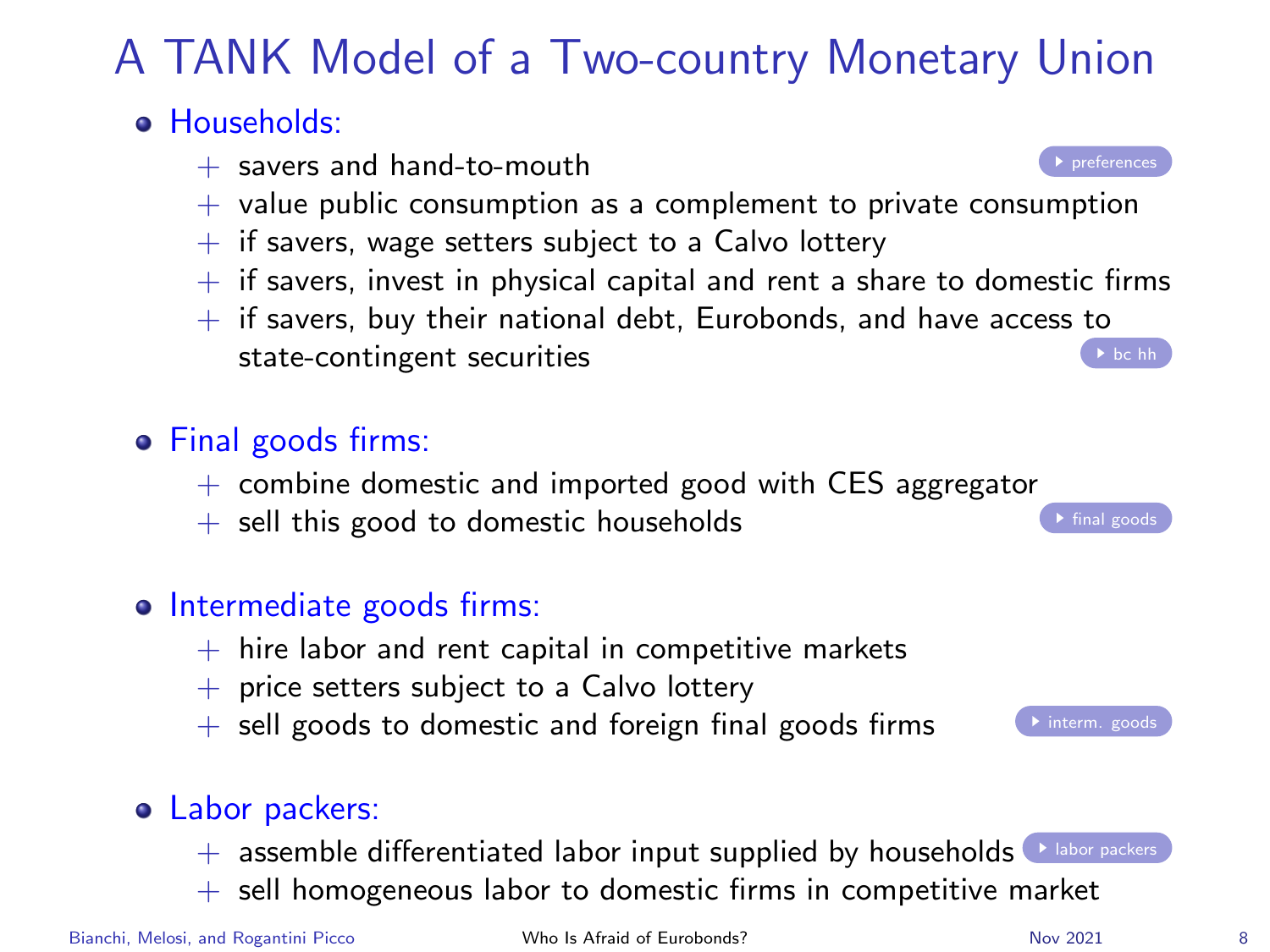# A TANK Model of a Two-country Monetary Union

- Households:
  - savers and hand-to-mouth (preferences)
  - value public consumption as a complement to private consumption
  - if savers, wage setters subject to a Calvo lottery
  - if savers, invest in physical capital and rent a share to domestic firms
  - if savers, buy their national debt, Eurobonds, and have access to state-contingent securities (bc hh)
- Final goods firms:
  - combine domestic and imported good with CES aggregator
  - sell this good to domestic households (final goods)
- Intermediate goods firms:
  - hire labor and rent capital in competitive markets
  - price setters subject to a Calvo lottery
  - sell goods to domestic and foreign final goods firms (interm. goods)
- Labor packers:
  - assemble differentiated labor input supplied by households (labor packers)
  - sell homogeneous labor to domestic firms in competitive market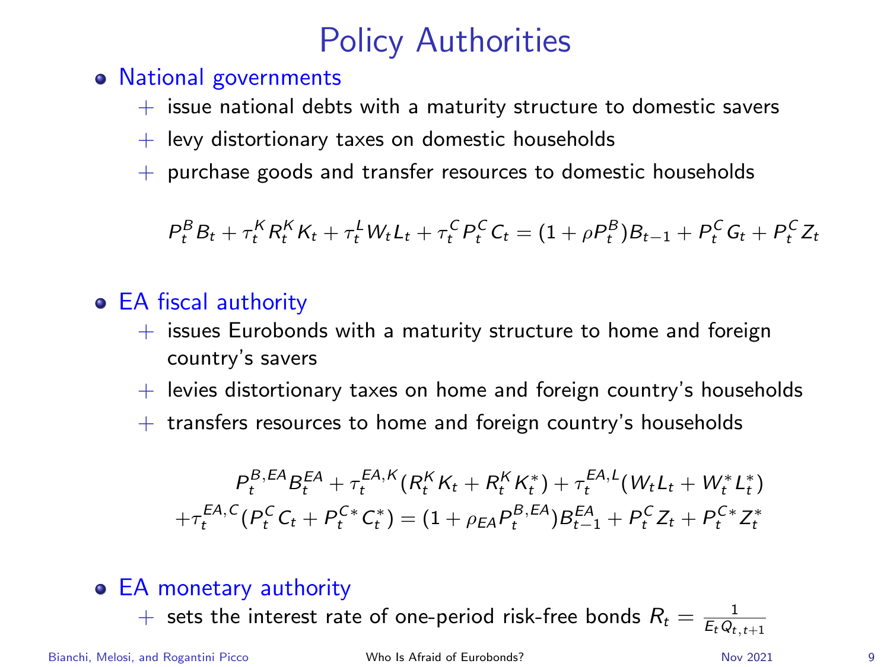# Policy Authorities

- National governments
  - + issue national debts with a maturity structure to domestic savers
  - + levy distortionary taxes on domestic households
  - + purchase goods and transfer resources to domestic households

$$P_t^B B_t + \tau_t^K R_t^K K_t + \tau_t^L W_t L_t + \tau_t^C P_t^C C_t = (1 + \rho P_t^B) B_{t-1} + P_t^C G_t + P_t^C Z_t$$

- EA fiscal authority
  - + issues Eurobonds with a maturity structure to home and foreign country's savers
  - + levies distortionary taxes on home and foreign country's households
  - + transfers resources to home and foreign country's households

$$\begin{aligned} P_t^{B,EA} B_t^{EA} + \tau_t^{EA,K}(R_t^K K_t + R_t^K K_t^*) + \tau_t^{EA,L}(W_t L_t + W_t^* L_t^*) \\ + \tau_t^{EA,C}(P_t^C C_t + P_t^{C*} C_t^*) = (1 + \rho_{EA} P_t^{B,EA}) B_{t-1}^{EA} + P_t^C Z_t + P_t^{C*} Z_t^* \end{aligned}$$

- EA monetary authority
  - + sets the interest rate of one-period risk-free bonds $R_t = \frac{1}{E_t Q_{t,t+1}}$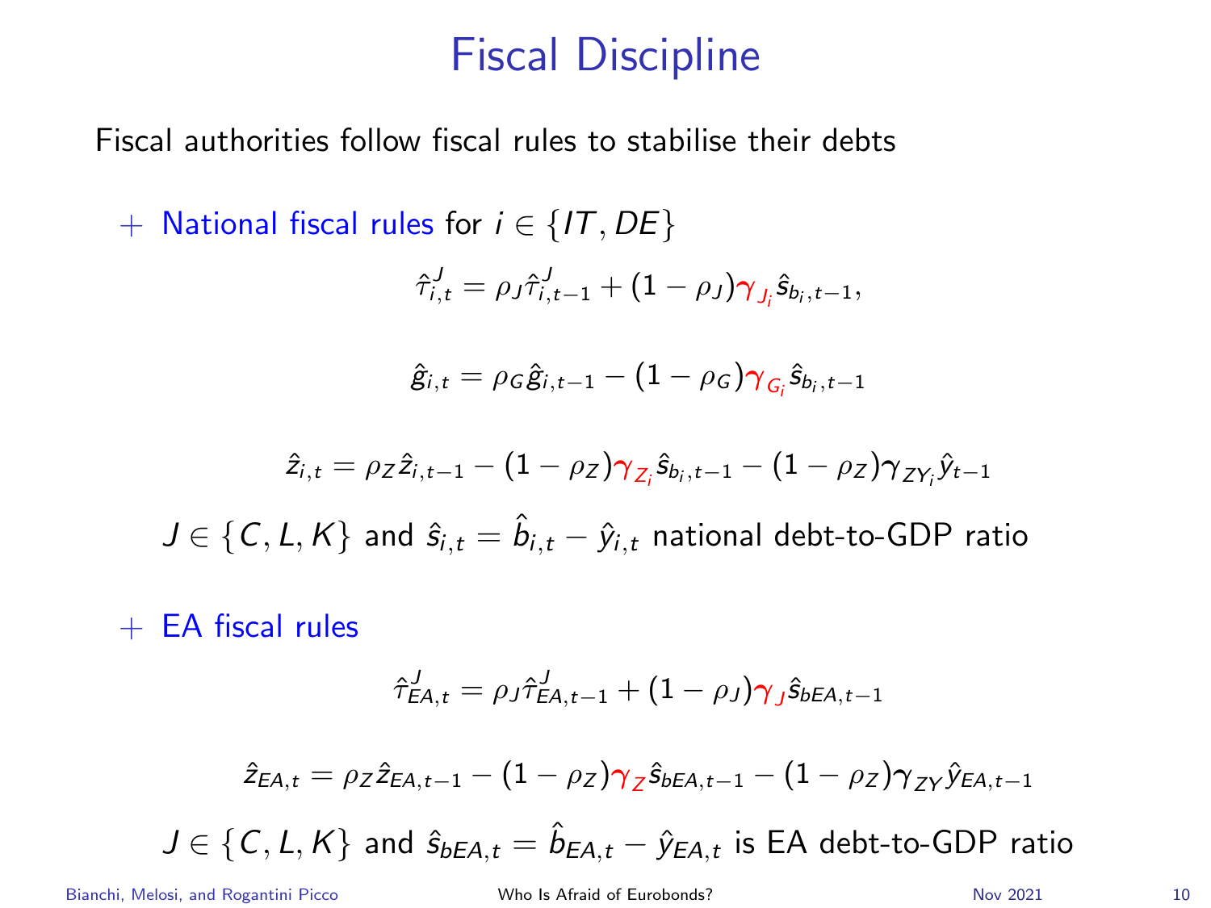# Fiscal Discipline

Fiscal authorities follow fiscal rules to stabilise their debts

+ National fiscal rules for $i \in \{IT, DE\}$

$$\hat{\tau}^J_{i,t} = \rho_J \hat{\tau}^J_{i,t-1} + (1-\rho_J)\gamma_{J_i}\hat{s}_{b_i,t-1},$$

$$\hat{g}_{i,t} = \rho_G \hat{g}_{i,t-1} - (1-\rho_G)\gamma_{G_i}\hat{s}_{b_i,t-1}$$

$$\hat{z}_{i,t} = \rho_Z \hat{z}_{i,t-1} - (1-\rho_Z)\gamma_{Z_i}\hat{s}_{b_i,t-1} - (1-\rho_Z)\gamma_{ZY_i}\hat{y}_{t-1}$$

$J \in \{C, L, K\}$ and $\hat{s}_{i,t} = \hat{b}_{i,t} - \hat{y}_{i,t}$ national debt-to-GDP ratio

+ EA fiscal rules

$$\hat{\tau}^J_{EA,t} = \rho_J \hat{\tau}^J_{EA,t-1} + (1-\rho_J)\gamma_J \hat{s}_{bEA,t-1}$$

$$\hat{z}_{EA,t} = \rho_Z \hat{z}_{EA,t-1} - (1-\rho_Z)\gamma_Z \hat{s}_{bEA,t-1} - (1-\rho_Z)\gamma_{ZY}\hat{y}_{EA,t-1}$$

$J \in \{C, L, K\}$ and $\hat{s}_{bEA,t} = \hat{b}_{EA,t} - \hat{y}_{EA,t}$ is EA debt-to-GDP ratio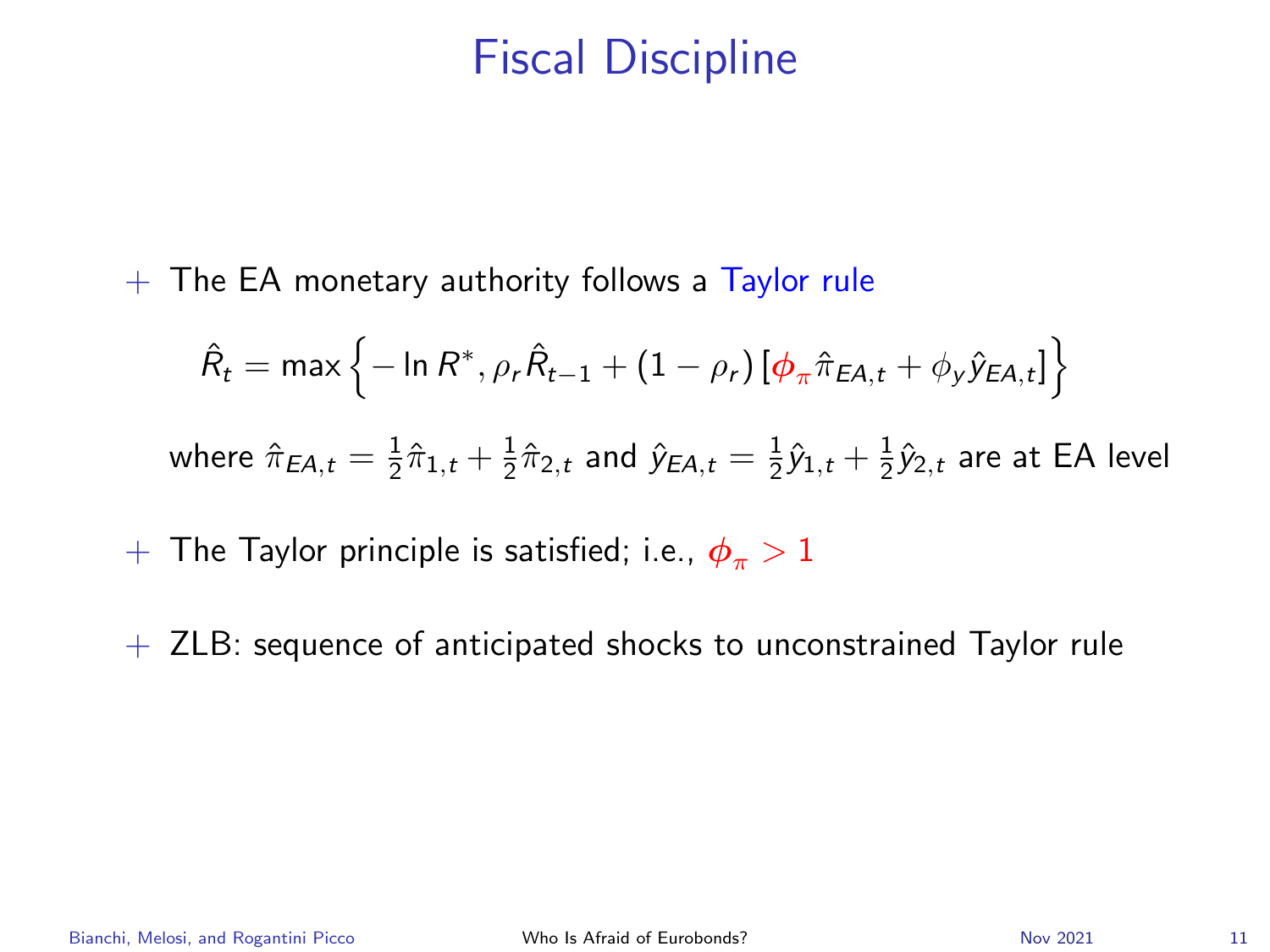# Fiscal Discipline

- The EA monetary authority follows a Taylor rule

$$\hat{R}_t = \max\left\{-\ln R^*, \rho_r \hat{R}_{t-1} + (1-\rho_r)\left[\phi_\pi \hat{\pi}_{EA,t} + \phi_y \hat{y}_{EA,t}\right]\right\}$$

  where $\hat{\pi}_{EA,t} = \frac{1}{2}\hat{\pi}_{1,t} + \frac{1}{2}\hat{\pi}_{2,t}$ and $\hat{y}_{EA,t} = \frac{1}{2}\hat{y}_{1,t} + \frac{1}{2}\hat{y}_{2,t}$ are at EA level

- The Taylor principle is satisfied; i.e., $\phi_\pi > 1$

- ZLB: sequence of anticipated shocks to unconstrained Taylor rule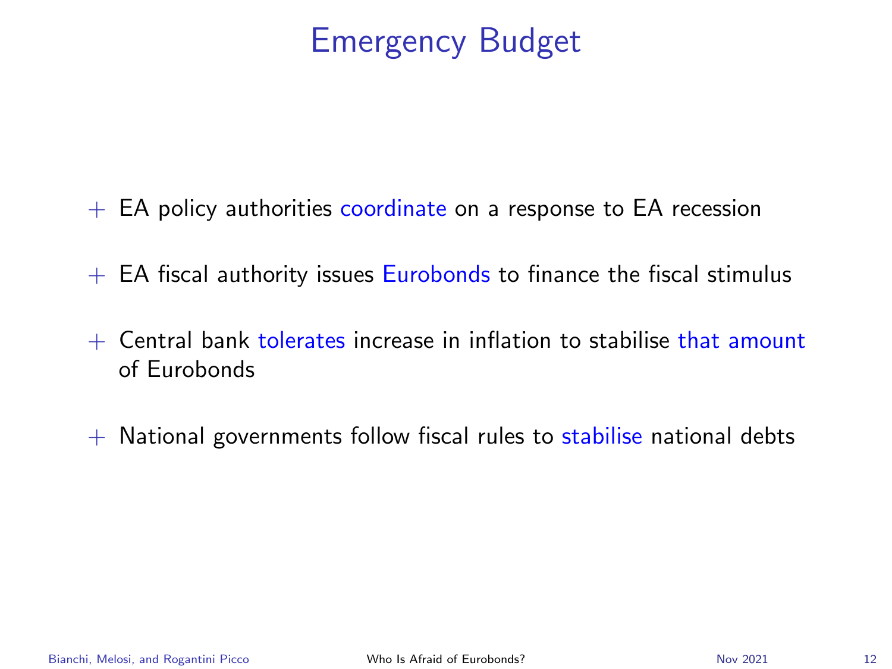# Emergency Budget

- EA policy authorities coordinate on a response to EA recession
- EA fiscal authority issues Eurobonds to finance the fiscal stimulus
- Central bank tolerates increase in inflation to stabilise that amount of Eurobonds
- National governments follow fiscal rules to stabilise national debts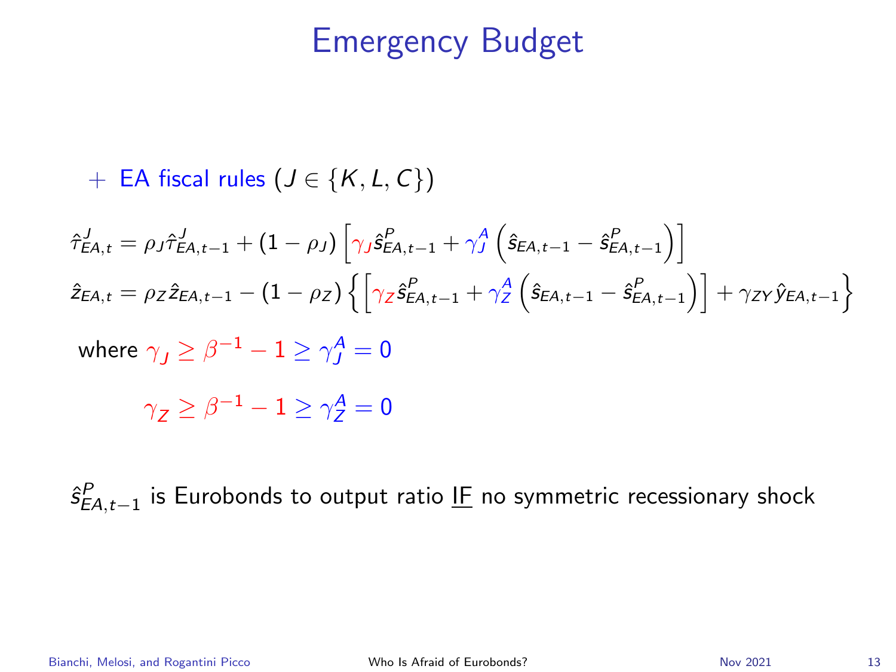# Emergency Budget

$+$ EA fiscal rules $(J \in \{K, L, C\})$

$$\hat{\tau}^J_{EA,t} = \rho_J \hat{\tau}^J_{EA,t-1} + (1-\rho_J)\left[\gamma_J \hat{s}^P_{EA,t-1} + \gamma^A_J\left(\hat{s}_{EA,t-1} - \hat{s}^P_{EA,t-1}\right)\right]$$

$$\hat{z}_{EA,t} = \rho_Z \hat{z}_{EA,t-1} - (1-\rho_Z)\left\{\left[\gamma_Z \hat{s}^P_{EA,t-1} + \gamma^A_Z\left(\hat{s}_{EA,t-1} - \hat{s}^P_{EA,t-1}\right)\right] + \gamma_{ZY}\hat{y}_{EA,t-1}\right\}$$

where $\gamma_J \geq \beta^{-1} - 1 \geq \gamma^A_J = 0$

$\gamma_Z \geq \beta^{-1} - 1 \geq \gamma^A_Z = 0$

$\hat{s}^P_{EA,t-1}$ is Eurobonds to output ratio <u>IF</u> no symmetric recessionary shock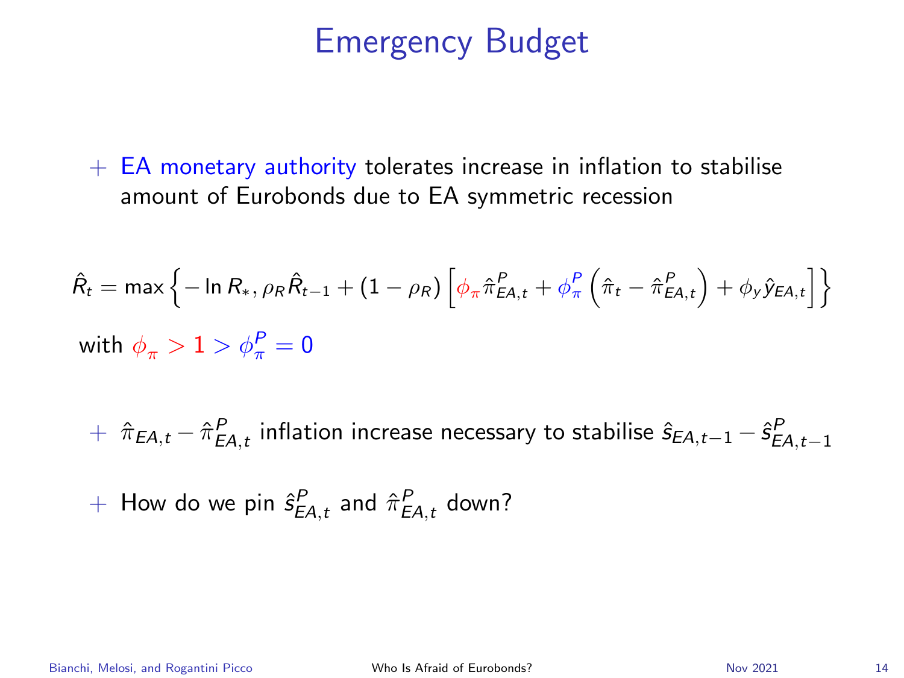# Emergency Budget

- EA monetary authority tolerates increase in inflation to stabilise amount of Eurobonds due to EA symmetric recession

$$\hat{R}_t = \max\left\{-\ln R_*, \rho_R \hat{R}_{t-1} + (1-\rho_R)\left[\phi_\pi \hat{\pi}^P_{EA,t} + \phi^P_\pi \left(\hat{\pi}_t - \hat{\pi}^P_{EA,t}\right) + \phi_y \hat{y}_{EA,t}\right]\right\}$$

with $\phi_\pi > 1 > \phi^P_\pi = 0$

- $\hat{\pi}_{EA,t} - \hat{\pi}^P_{EA,t}$ inflation increase necessary to stabilise $\hat{s}_{EA,t-1} - \hat{s}^P_{EA,t-1}$
- How do we pin $\hat{s}^P_{EA,t}$ and $\hat{\pi}^P_{EA,t}$ down?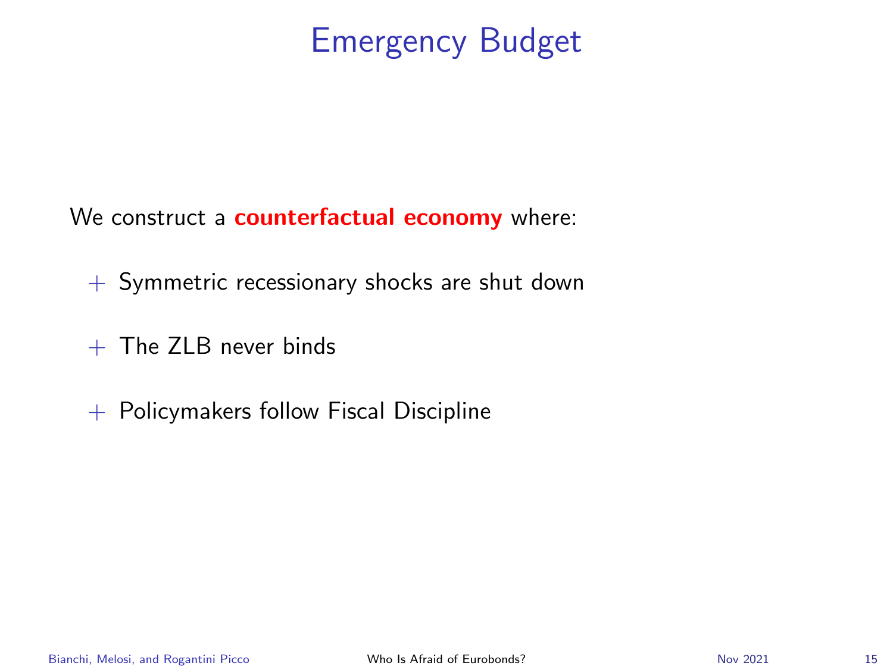# Emergency Budget

We construct a **counterfactual economy** where:

- Symmetric recessionary shocks are shut down
- The ZLB never binds
- Policymakers follow Fiscal Discipline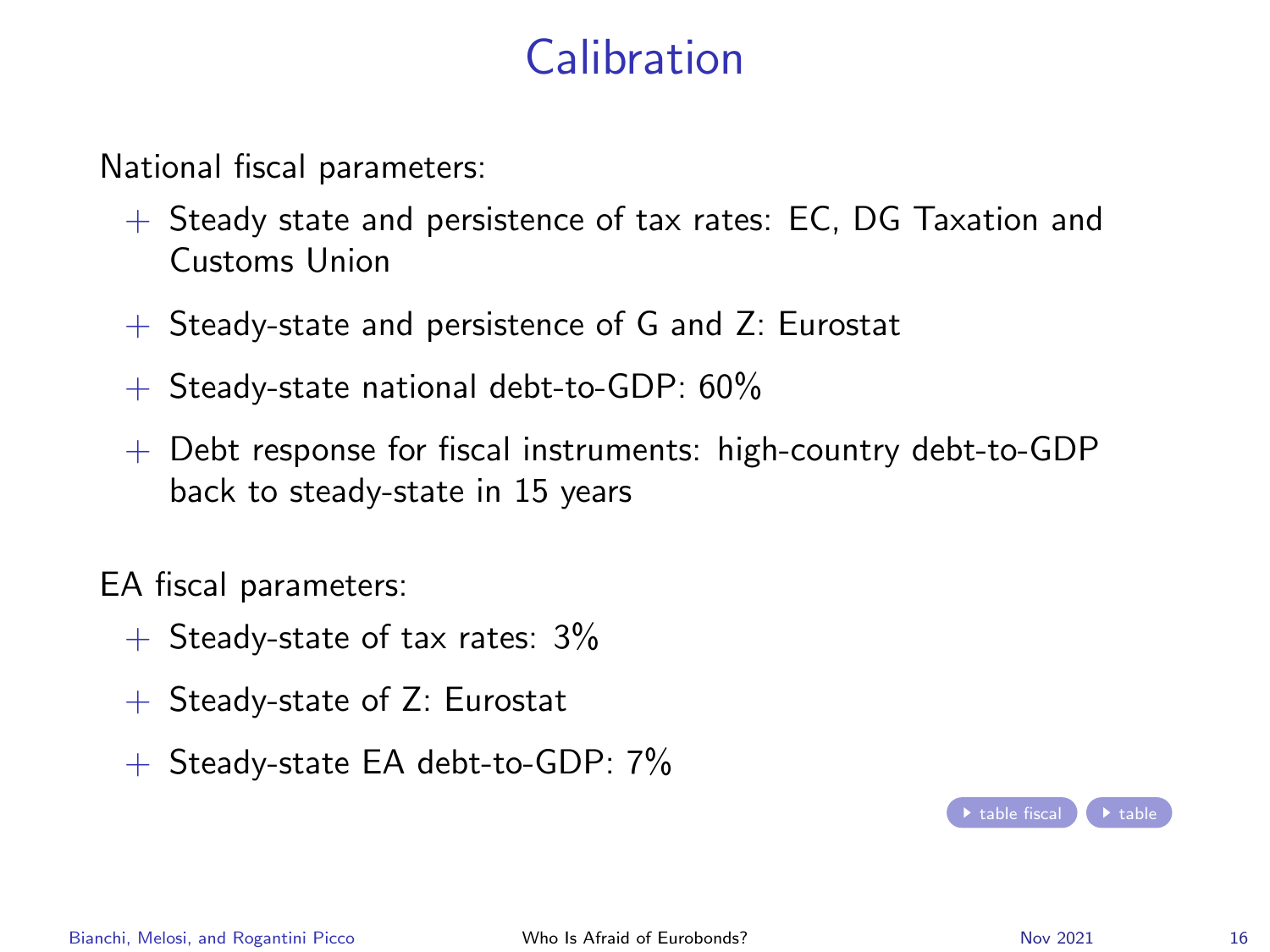# Calibration

National fiscal parameters:

- Steady state and persistence of tax rates: EC, DG Taxation and Customs Union
- Steady-state and persistence of G and Z: Eurostat
- Steady-state national debt-to-GDP: 60%
- Debt response for fiscal instruments: high-country debt-to-GDP back to steady-state in 15 years

EA fiscal parameters:

- Steady-state of tax rates: 3%
- Steady-state of Z: Eurostat
- Steady-state EA debt-to-GDP: 7%

table fiscal | table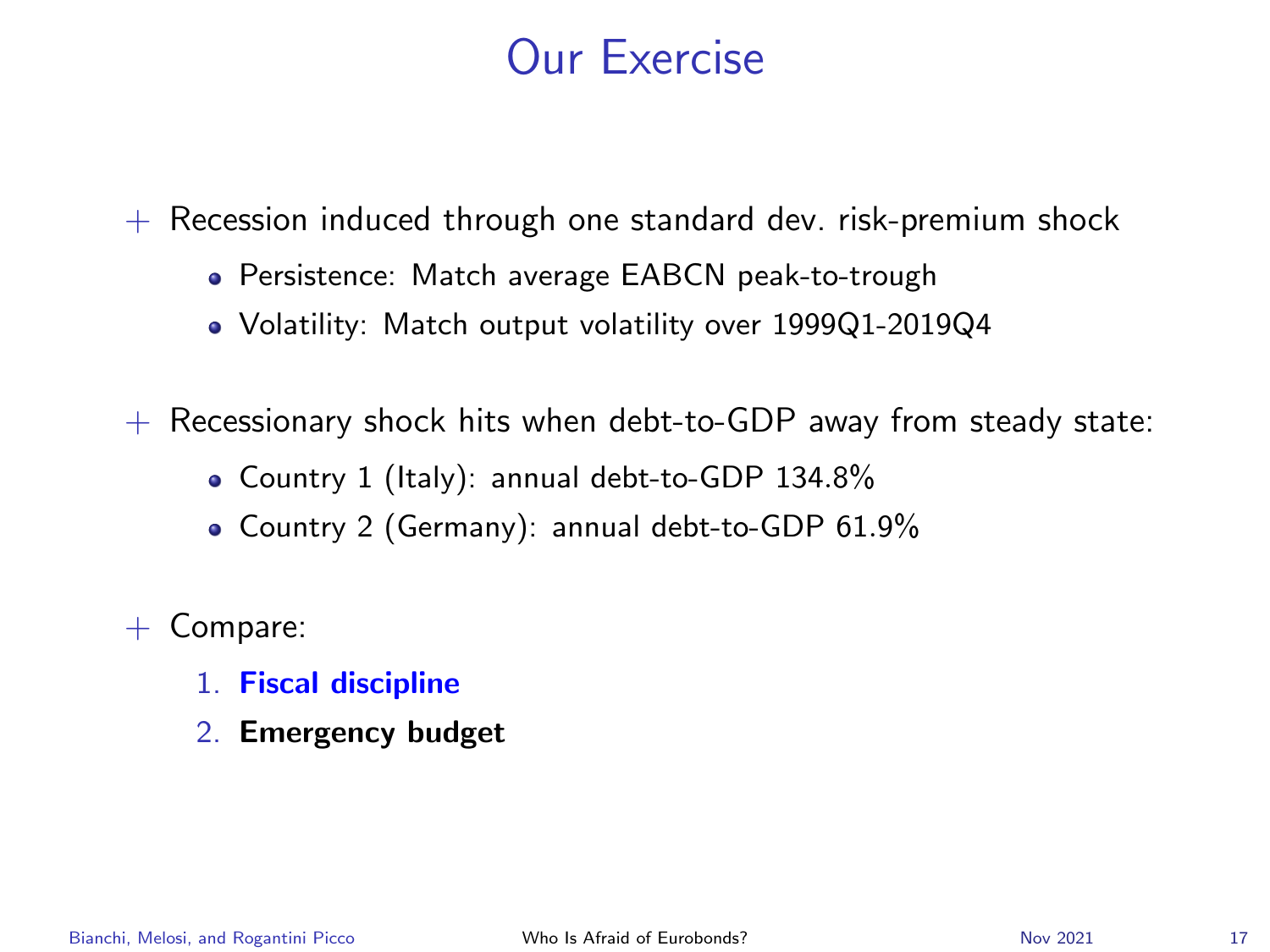# Our Exercise

+ Recession induced through one standard dev. risk-premium shock
  - Persistence: Match average EABCN peak-to-trough
  - Volatility: Match output volatility over 1999Q1-2019Q4

+ Recessionary shock hits when debt-to-GDP away from steady state:
  - Country 1 (Italy): annual debt-to-GDP 134.8%
  - Country 2 (Germany): annual debt-to-GDP 61.9%

+ Compare:
  1. **Fiscal discipline**
  2. **Emergency budget**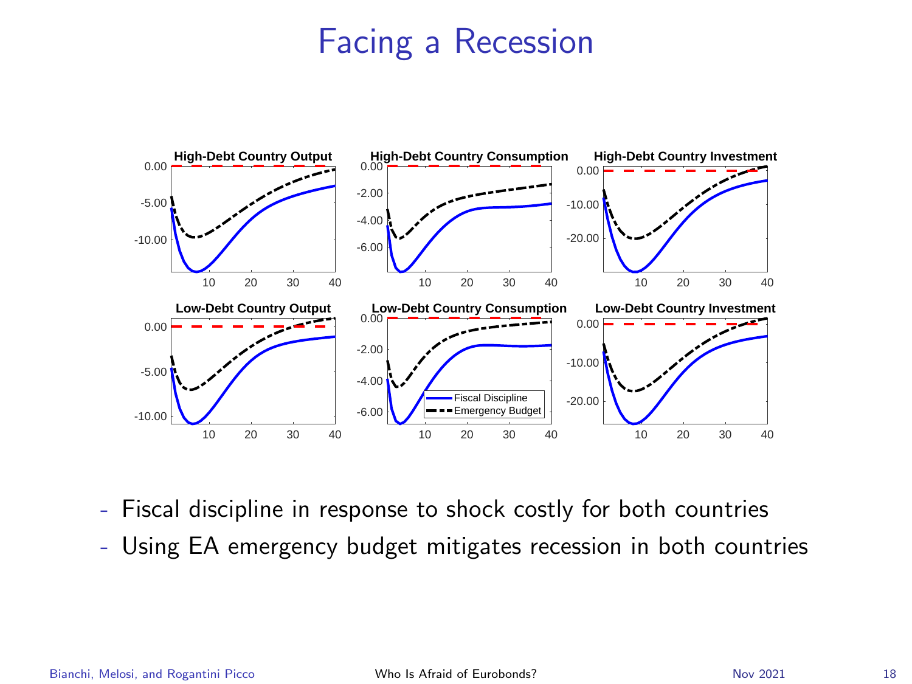# Facing a Recession

- Fiscal discipline in response to shock costly for both countries
- Using EA emergency budget mitigates recession in both countries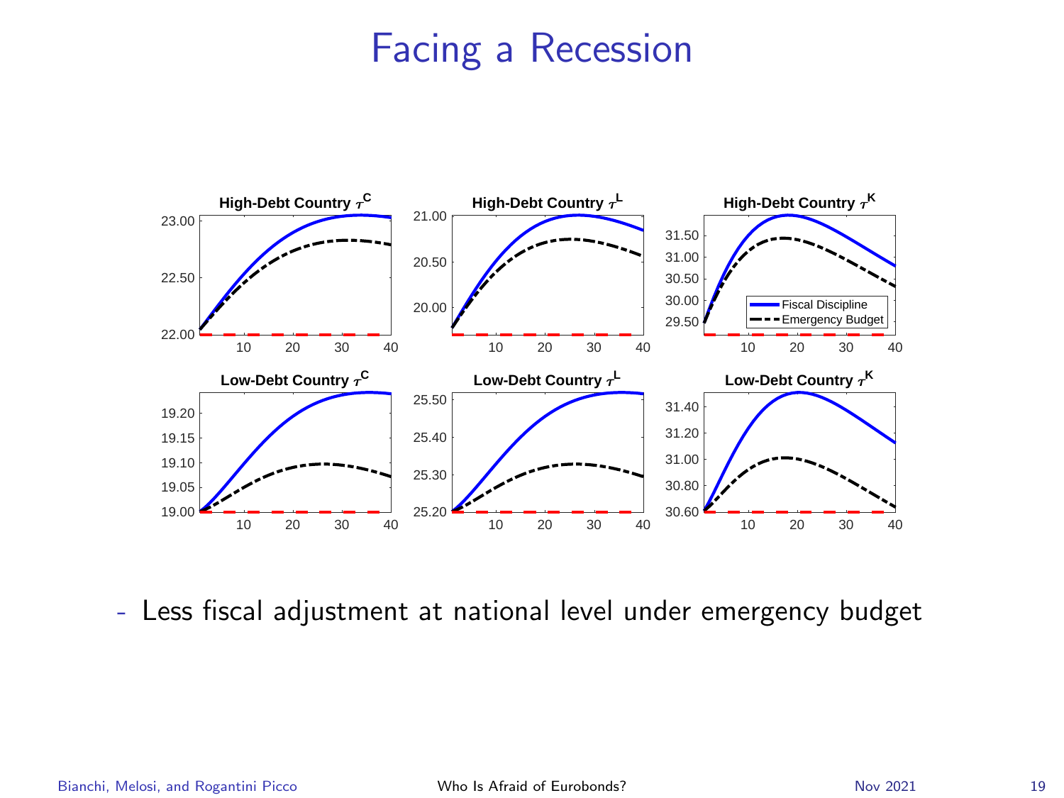# Facing a Recession

- Less fiscal adjustment at national level under emergency budget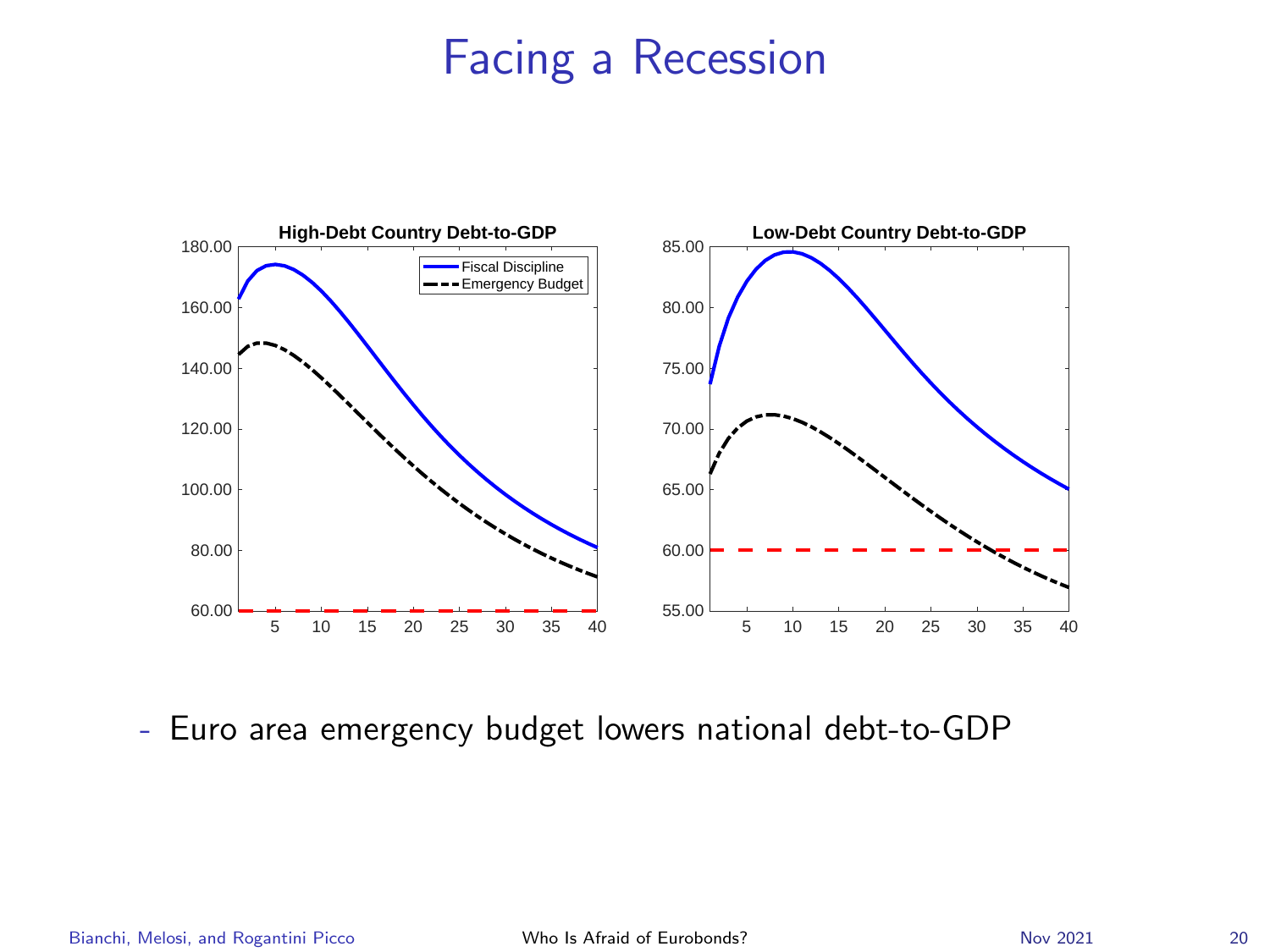# Facing a Recession

- Euro area emergency budget lowers national debt-to-GDP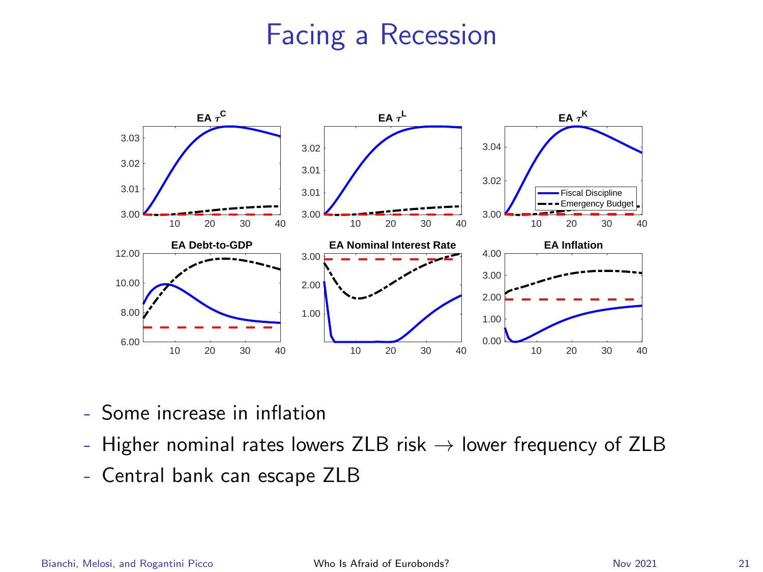# Facing a Recession

- Some increase in inflation
- Higher nominal rates lowers ZLB risk → lower frequency of ZLB
- Central bank can escape ZLB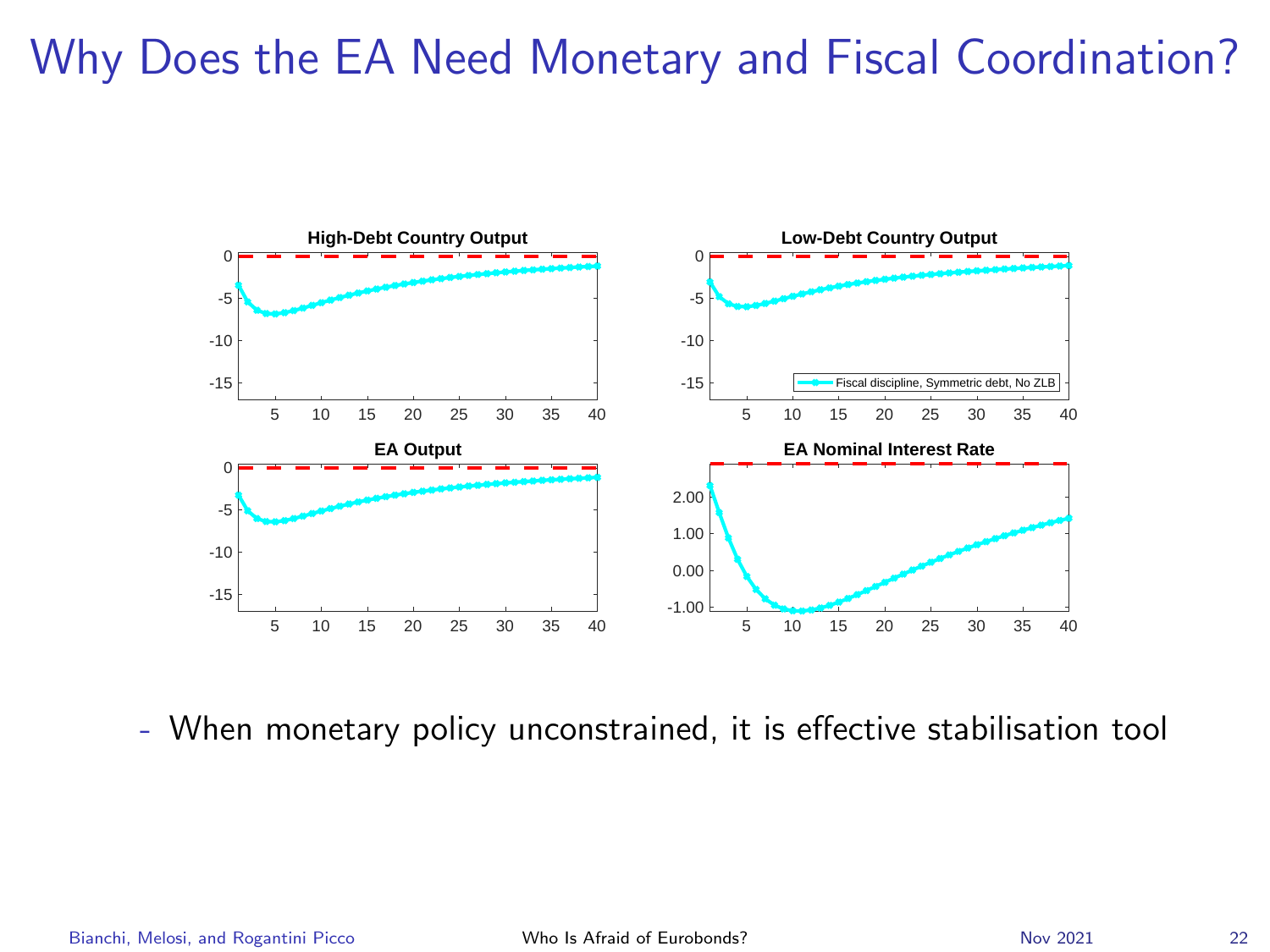# Why Does the EA Need Monetary and Fiscal Coordination?

- When monetary policy unconstrained, it is effective stabilisation tool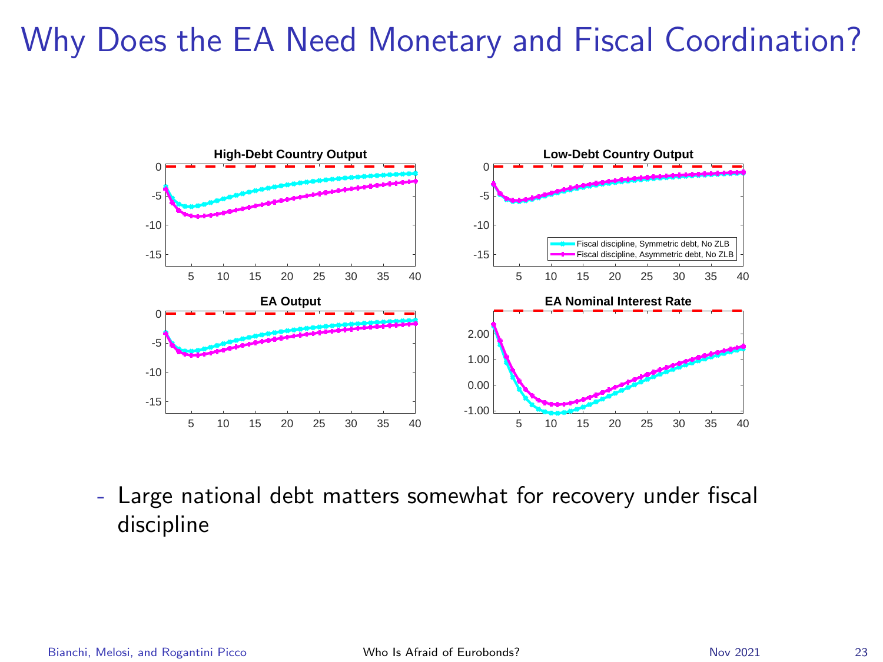# Why Does the EA Need Monetary and Fiscal Coordination?

- Large national debt matters somewhat for recovery under fiscal discipline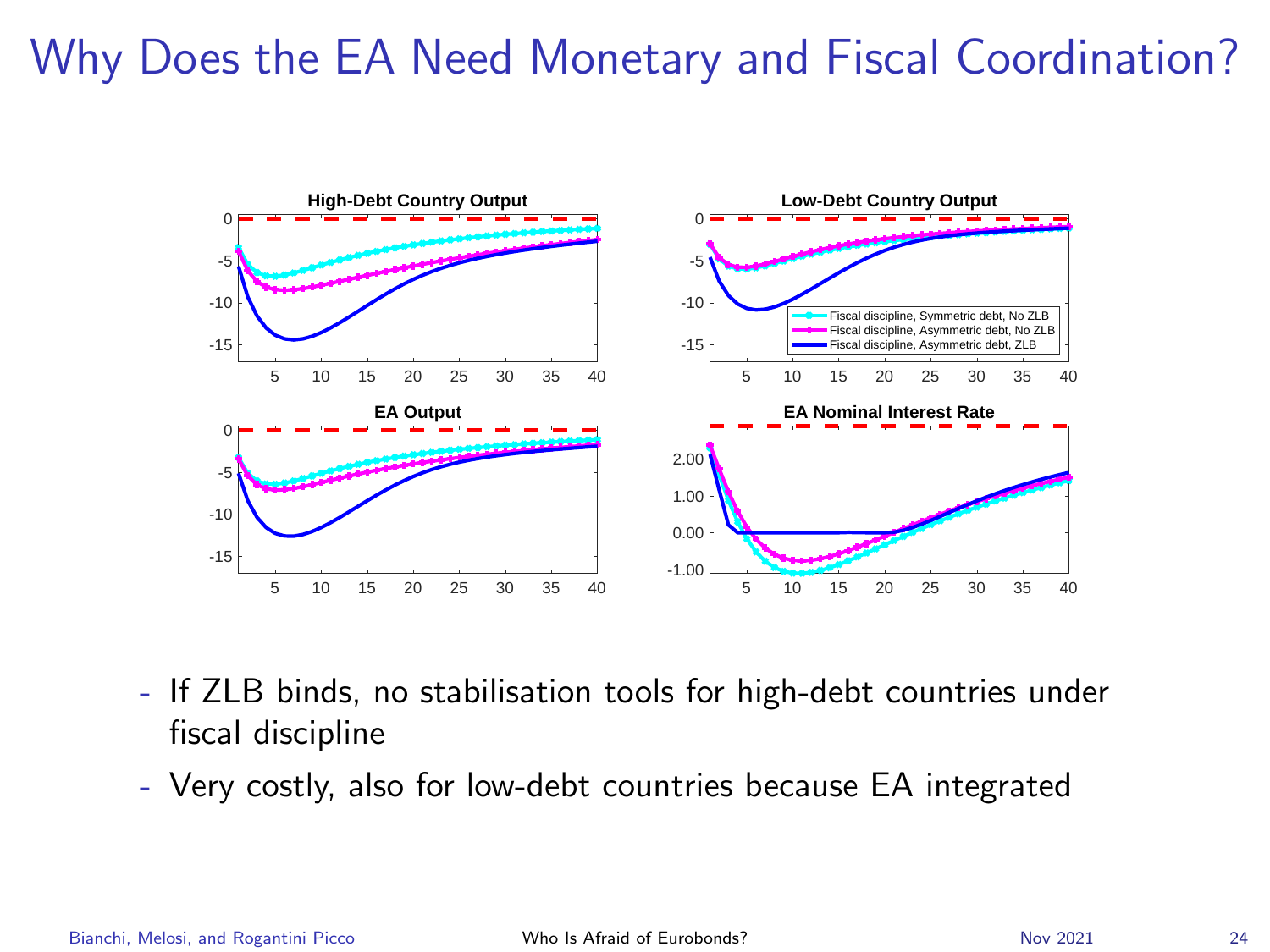# Why Does the EA Need Monetary and Fiscal Coordination?

- If ZLB binds, no stabilisation tools for high-debt countries under fiscal discipline
- Very costly, also for low-debt countries because EA integrated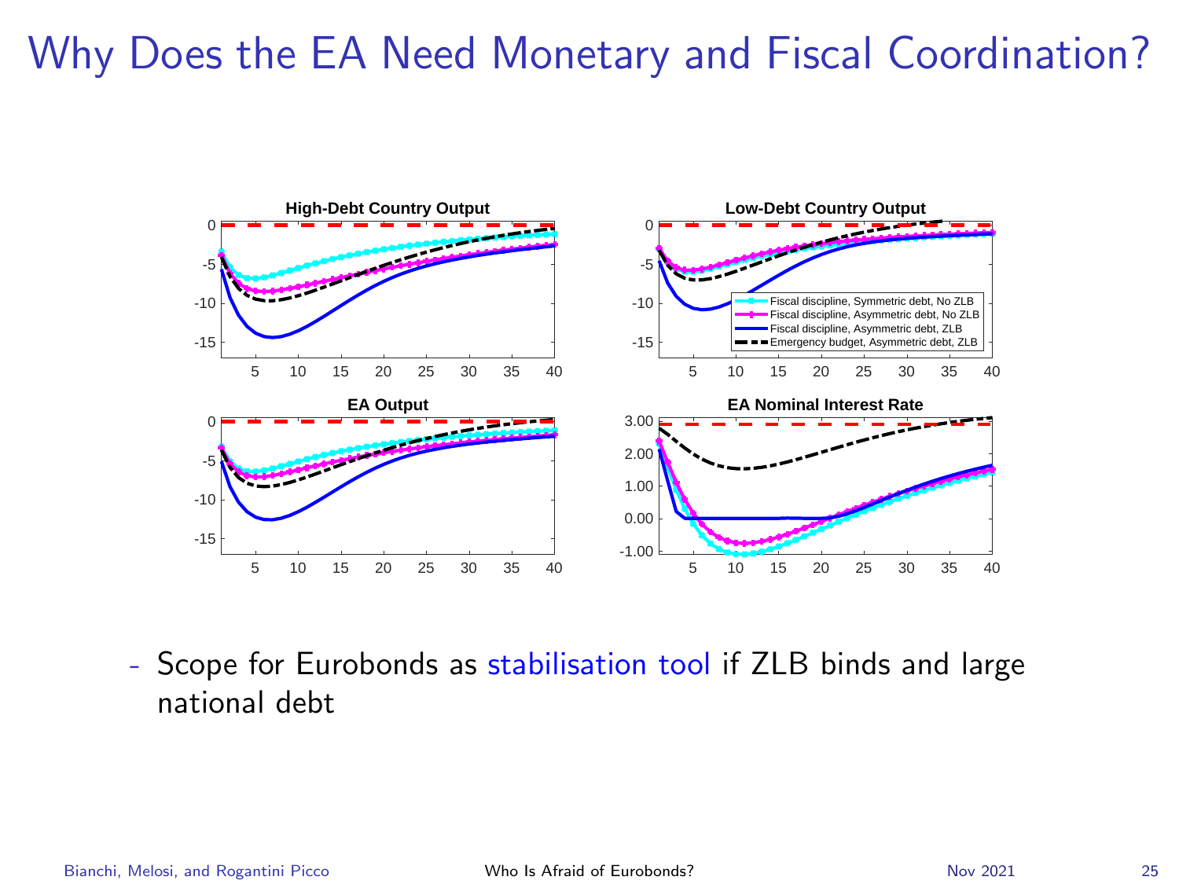# Why Does the EA Need Monetary and Fiscal Coordination?

- Scope for Eurobonds as stabilisation tool if ZLB binds and large national debt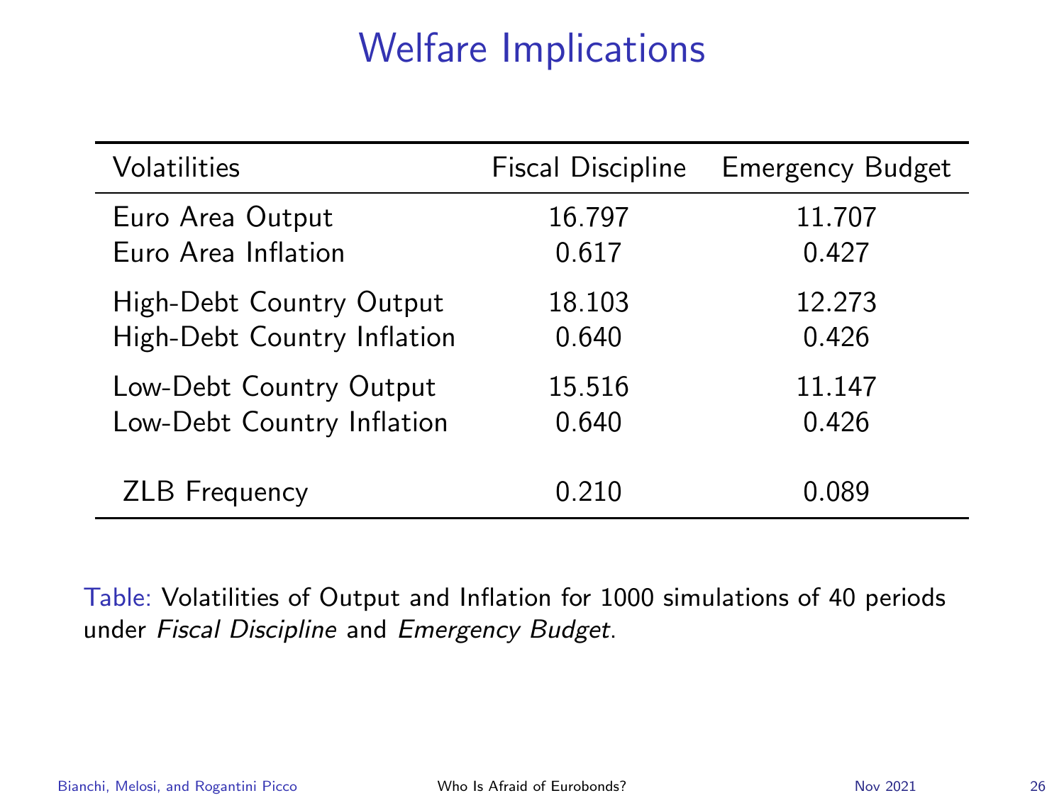# Welfare Implications

| Volatilities | Fiscal Discipline | Emergency Budget |
|---|---|---|
| Euro Area Output | 16.797 | 11.707 |
| Euro Area Inflation | 0.617 | 0.427 |
| High-Debt Country Output | 18.103 | 12.273 |
| High-Debt Country Inflation | 0.640 | 0.426 |
| Low-Debt Country Output | 15.516 | 11.147 |
| Low-Debt Country Inflation | 0.640 | 0.426 |
| ZLB Frequency | 0.210 | 0.089 |

Table: Volatilities of Output and Inflation for 1000 simulations of 40 periods under *Fiscal Discipline* and *Emergency Budget*.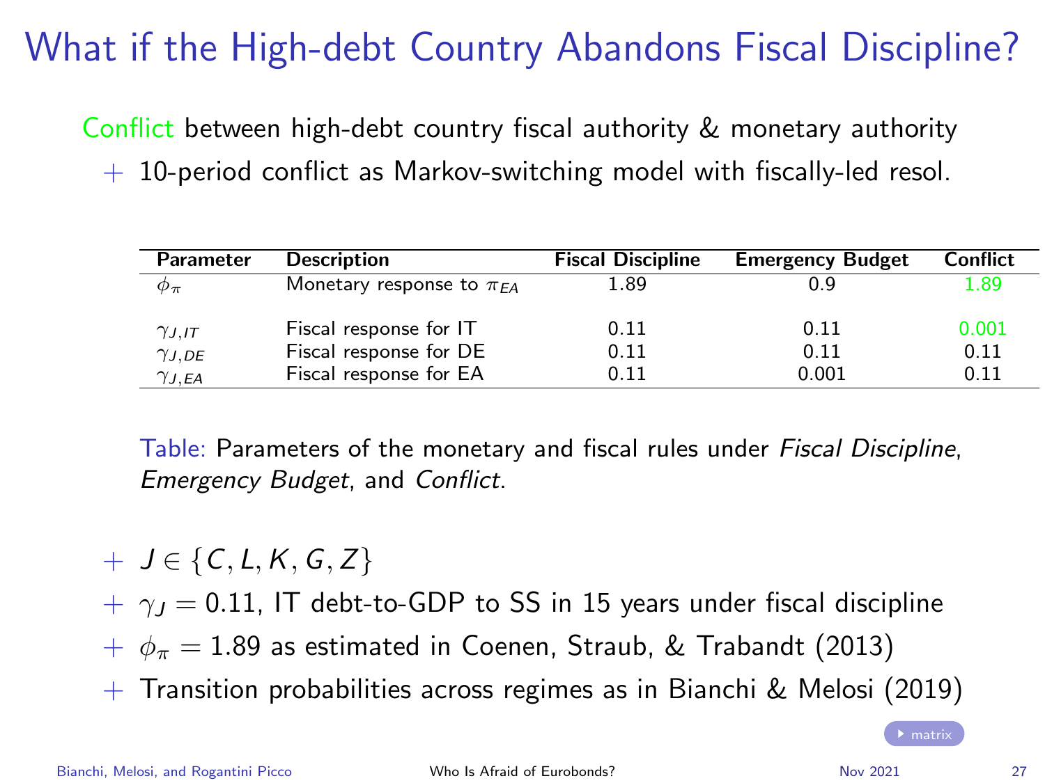# What if the High-debt Country Abandons Fiscal Discipline?

Conflict between high-debt country fiscal authority & monetary authority

- 10-period conflict as Markov-switching model with fiscally-led resol.

| Parameter | Description | Fiscal Discipline | Emergency Budget | Conflict |
|---|---|---|---|---|
| $\phi_\pi$ | Monetary response to $\pi_{EA}$ | 1.89 | 0.9 | 1.89 |
| $\gamma_{J,IT}$ | Fiscal response for IT | 0.11 | 0.11 | 0.001 |
| $\gamma_{J,DE}$ | Fiscal response for DE | 0.11 | 0.11 | 0.11 |
| $\gamma_{J,EA}$ | Fiscal response for EA | 0.11 | 0.001 | 0.11 |

Table: Parameters of the monetary and fiscal rules under *Fiscal Discipline*, *Emergency Budget*, and *Conflict*.

- $J \in \{C, L, K, G, Z\}$
- $\gamma_J = 0.11$, IT debt-to-GDP to SS in 15 years under fiscal discipline
- $\phi_\pi = 1.89$ as estimated in Coenen, Straub, & Trabandt (2013)
- Transition probabilities across regimes as in Bianchi & Melosi (2019)

matrix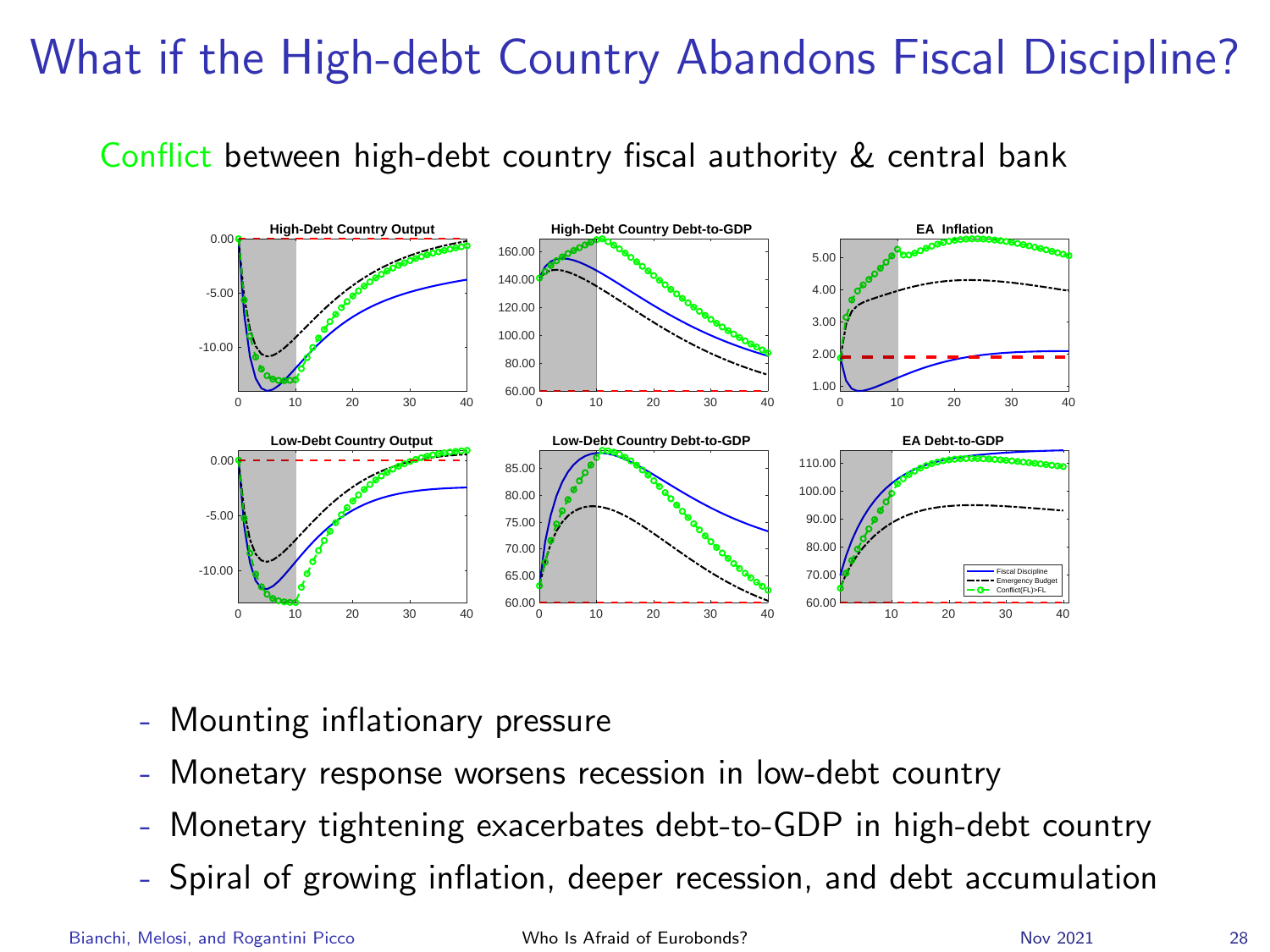# What if the High-debt Country Abandons Fiscal Discipline?

Conflict between high-debt country fiscal authority & central bank

- Mounting inflationary pressure
- Monetary response worsens recession in low-debt country
- Monetary tightening exacerbates debt-to-GDP in high-debt country
- Spiral of growing inflation, deeper recession, and debt accumulation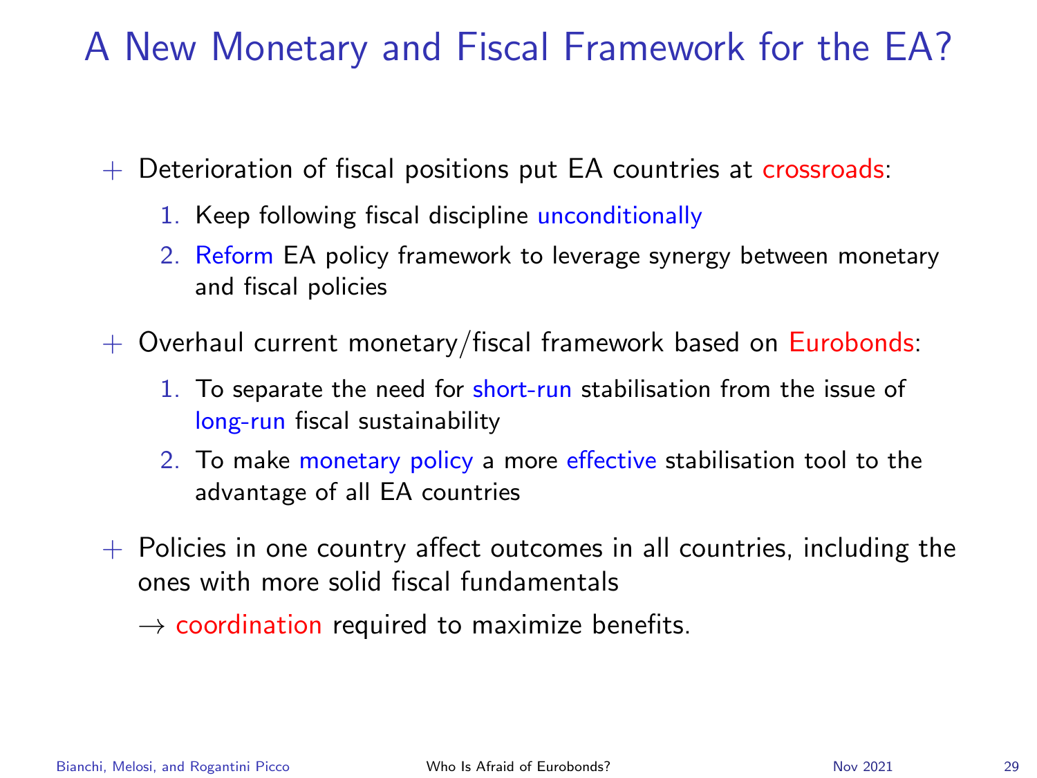# A New Monetary and Fiscal Framework for the EA?

+ Deterioration of fiscal positions put EA countries at crossroads:
  1. Keep following fiscal discipline unconditionally
  2. Reform EA policy framework to leverage synergy between monetary and fiscal policies

+ Overhaul current monetary/fiscal framework based on Eurobonds:
  1. To separate the need for short-run stabilisation from the issue of long-run fiscal sustainability
  2. To make monetary policy a more effective stabilisation tool to the advantage of all EA countries

+ Policies in one country affect outcomes in all countries, including the ones with more solid fiscal fundamentals

  → coordination required to maximize benefits.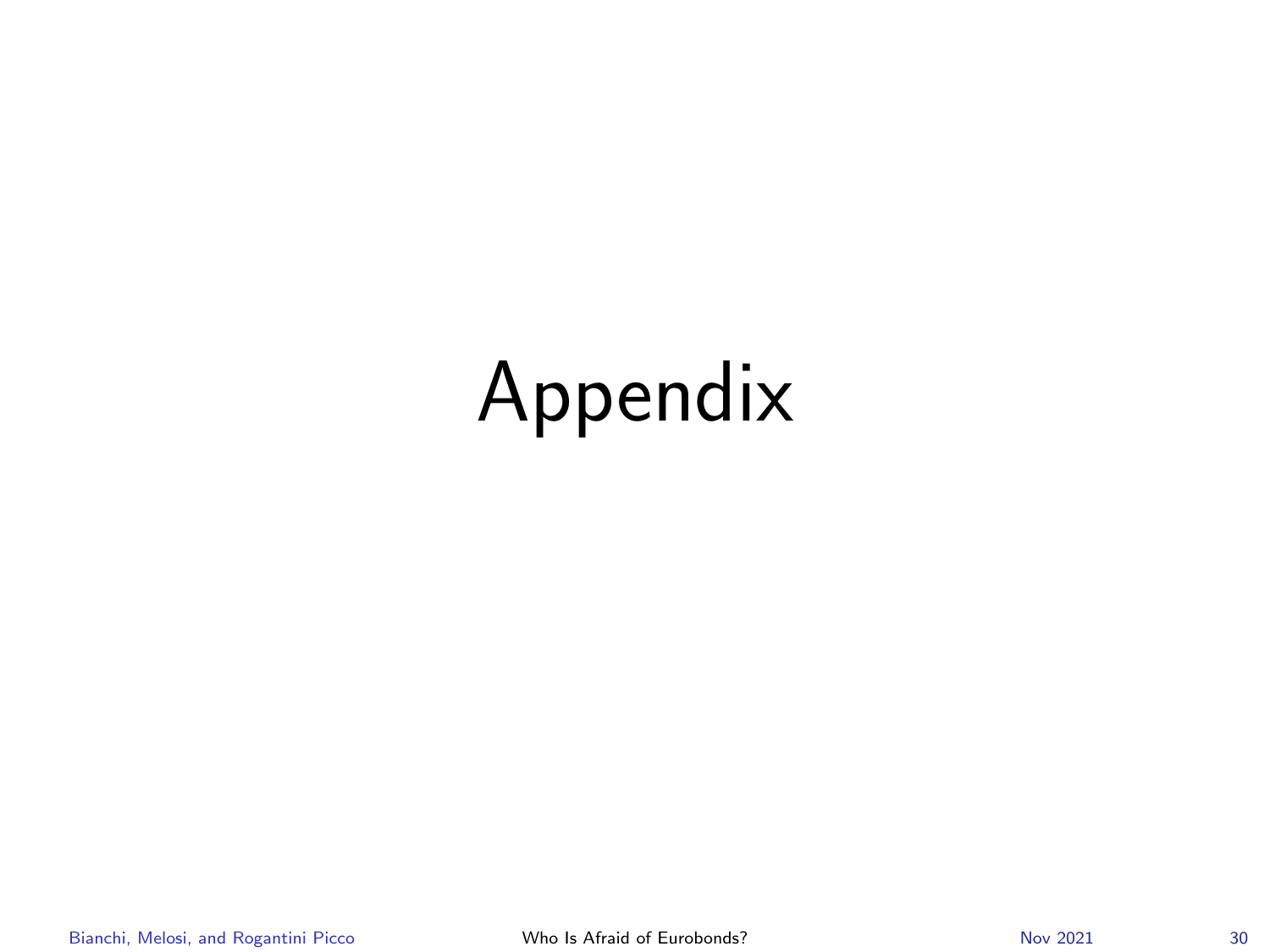# Appendix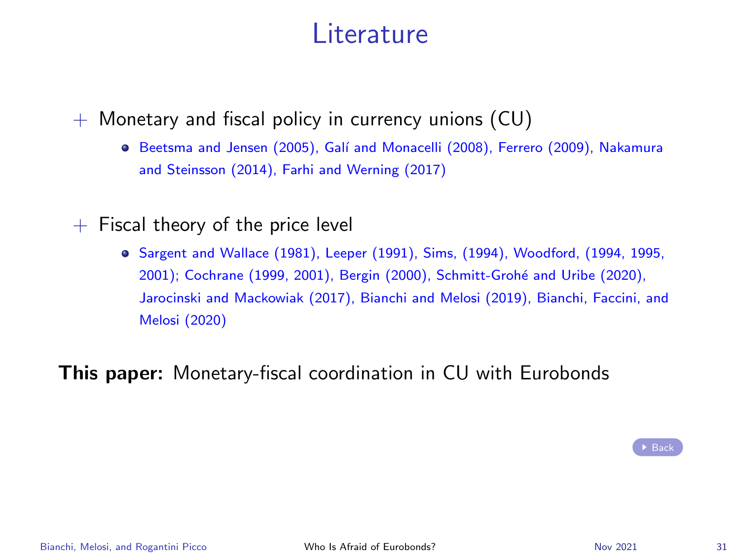# Literature

+ Monetary and fiscal policy in currency unions (CU)
  - Beetsma and Jensen (2005), Galí and Monacelli (2008), Ferrero (2009), Nakamura and Steinsson (2014), Farhi and Werning (2017)

+ Fiscal theory of the price level
  - Sargent and Wallace (1981), Leeper (1991), Sims, (1994), Woodford, (1994, 1995, 2001); Cochrane (1999, 2001), Bergin (2000), Schmitt-Grohé and Uribe (2020), Jarocinski and Mackowiak (2017), Bianchi and Melosi (2019), Bianchi, Faccini, and Melosi (2020)

**This paper:** Monetary-fiscal coordination in CU with Eurobonds

Back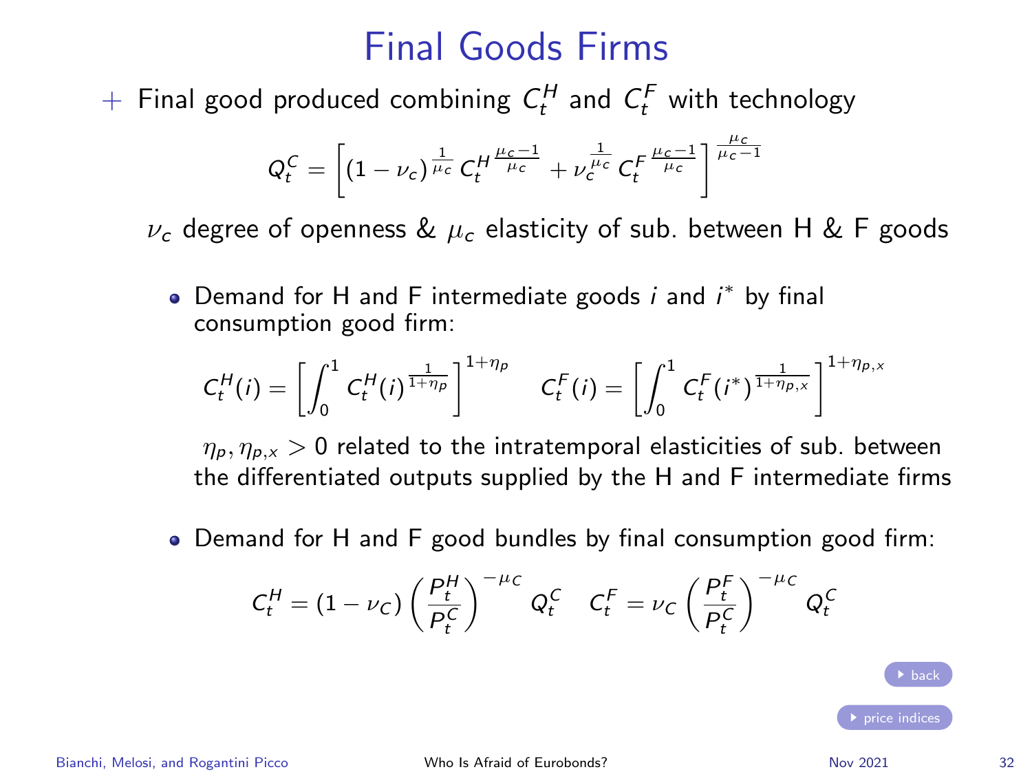# Final Goods Firms

+ Final good produced combining $C_t^H$ and $C_t^F$ with technology

$$Q_t^C = \left[ (1-\nu_c)^{\frac{1}{\mu_c}} C_t^{H \, \frac{\mu_c - 1}{\mu_c}} + \nu_c^{\frac{1}{\mu_c}} C_t^{F \, \frac{\mu_c - 1}{\mu_c}} \right]^{\frac{\mu_c}{\mu_c - 1}}$$

$\nu_c$ degree of openness & $\mu_c$ elasticity of sub. between H & F goods

- Demand for H and F intermediate goods $i$ and $i^*$ by final consumption good firm:

$$C_t^H(i) = \left[ \int_0^1 C_t^H(i)^{\frac{1}{1+\eta_p}} \right]^{1+\eta_p} \quad C_t^F(i) = \left[ \int_0^1 C_t^F(i^*)^{\frac{1}{1+\eta_{p,x}}} \right]^{1+\eta_{p,x}}$$

$\eta_p, \eta_{p,x} > 0$ related to the intratemporal elasticities of sub. between the differentiated outputs supplied by the H and F intermediate firms

- Demand for H and F good bundles by final consumption good firm:

$$C_t^H = (1-\nu_C) \left( \frac{P_t^H}{P_t^C} \right)^{-\mu_C} Q_t^C \quad C_t^F = \nu_C \left( \frac{P_t^F}{P_t^C} \right)^{-\mu_C} Q_t^C$$

▸ back

▸ price indices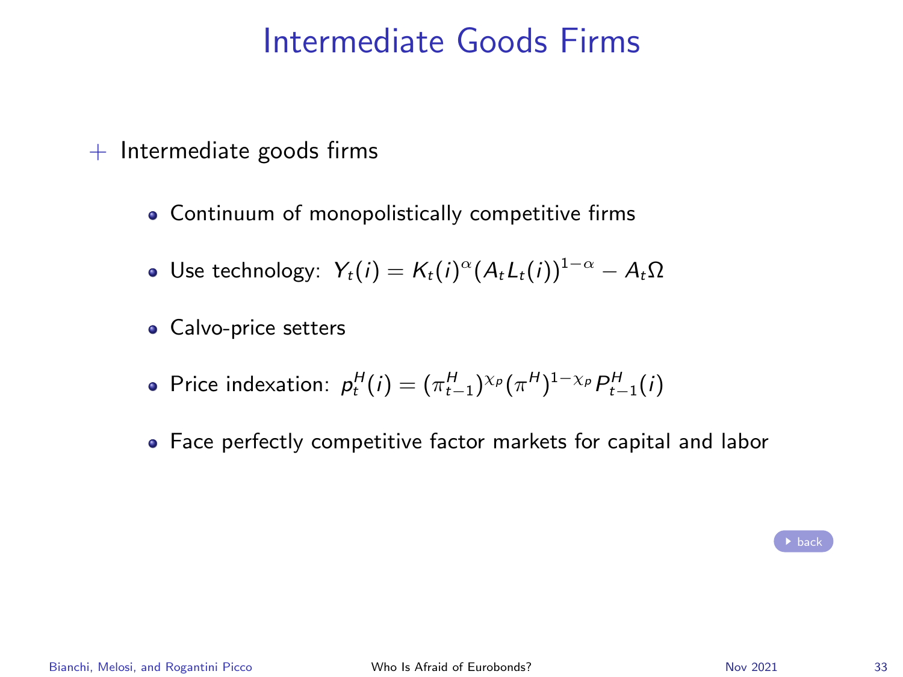# Intermediate Goods Firms

+ Intermediate goods firms

  - Continuum of monopolistically competitive firms
  - Use technology: $Y_t(i) = K_t(i)^{\alpha}(A_t L_t(i))^{1-\alpha} - A_t \Omega$
  - Calvo-price setters
  - Price indexation: $p_t^H(i) = (\pi_{t-1}^H)^{\chi_p}(\pi^H)^{1-\chi_p} P_{t-1}^H(i)$
  - Face perfectly competitive factor markets for capital and labor

back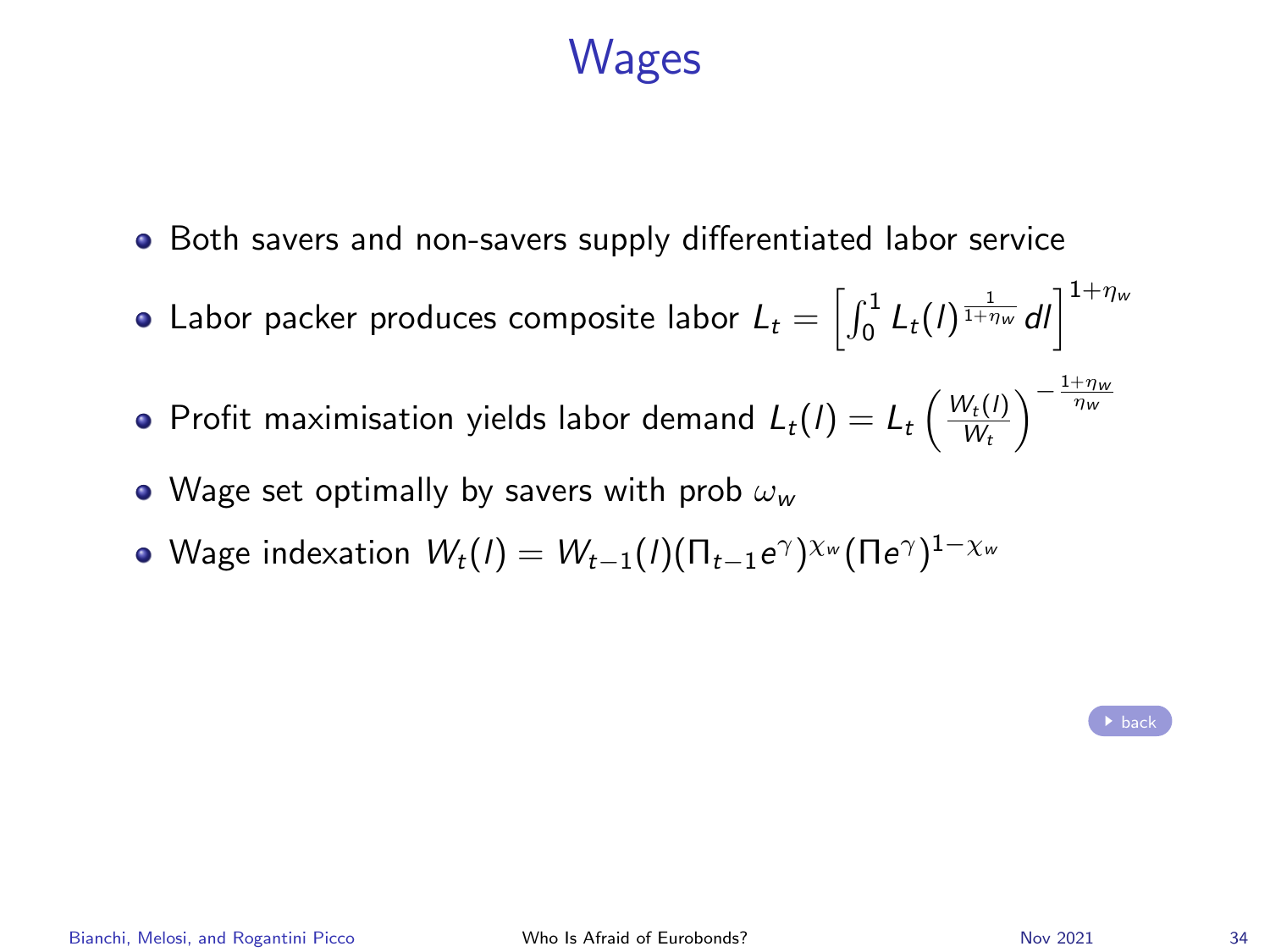# Wages

- Both savers and non-savers supply differentiated labor service
- Labor packer produces composite labor $L_t = \left[ \int_0^1 L_t(l)^{\frac{1}{1+\eta_w}} dl \right]^{1+\eta_w}$
- Profit maximisation yields labor demand $L_t(l) = L_t \left( \frac{W_t(l)}{W_t} \right)^{-\frac{1+\eta_w}{\eta_w}}$
- Wage set optimally by savers with prob $\omega_w$
- Wage indexation $W_t(l) = W_{t-1}(l)(\Pi_{t-1}e^{\gamma})^{\chi_w}(\Pi e^{\gamma})^{1-\chi_w}$

back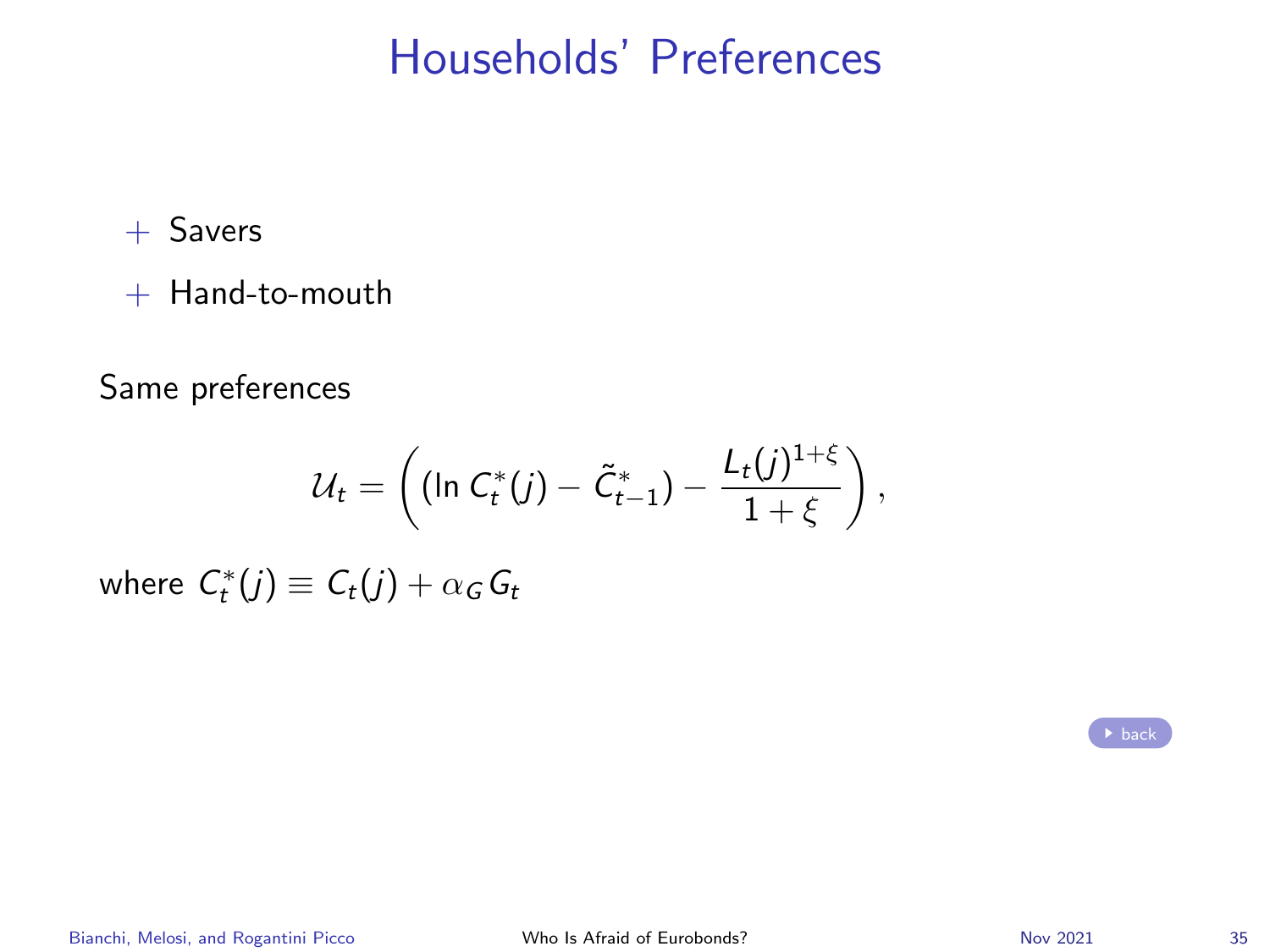# Households' Preferences

- Savers
- Hand-to-mouth

Same preferences

$$\mathcal{U}_t = \left( (\ln C_t^*(j) - \tilde{C}_{t-1}^*) - \frac{L_t(j)^{1+\xi}}{1+\xi} \right),$$

where $C_t^*(j) \equiv C_t(j) + \alpha_G G_t$

back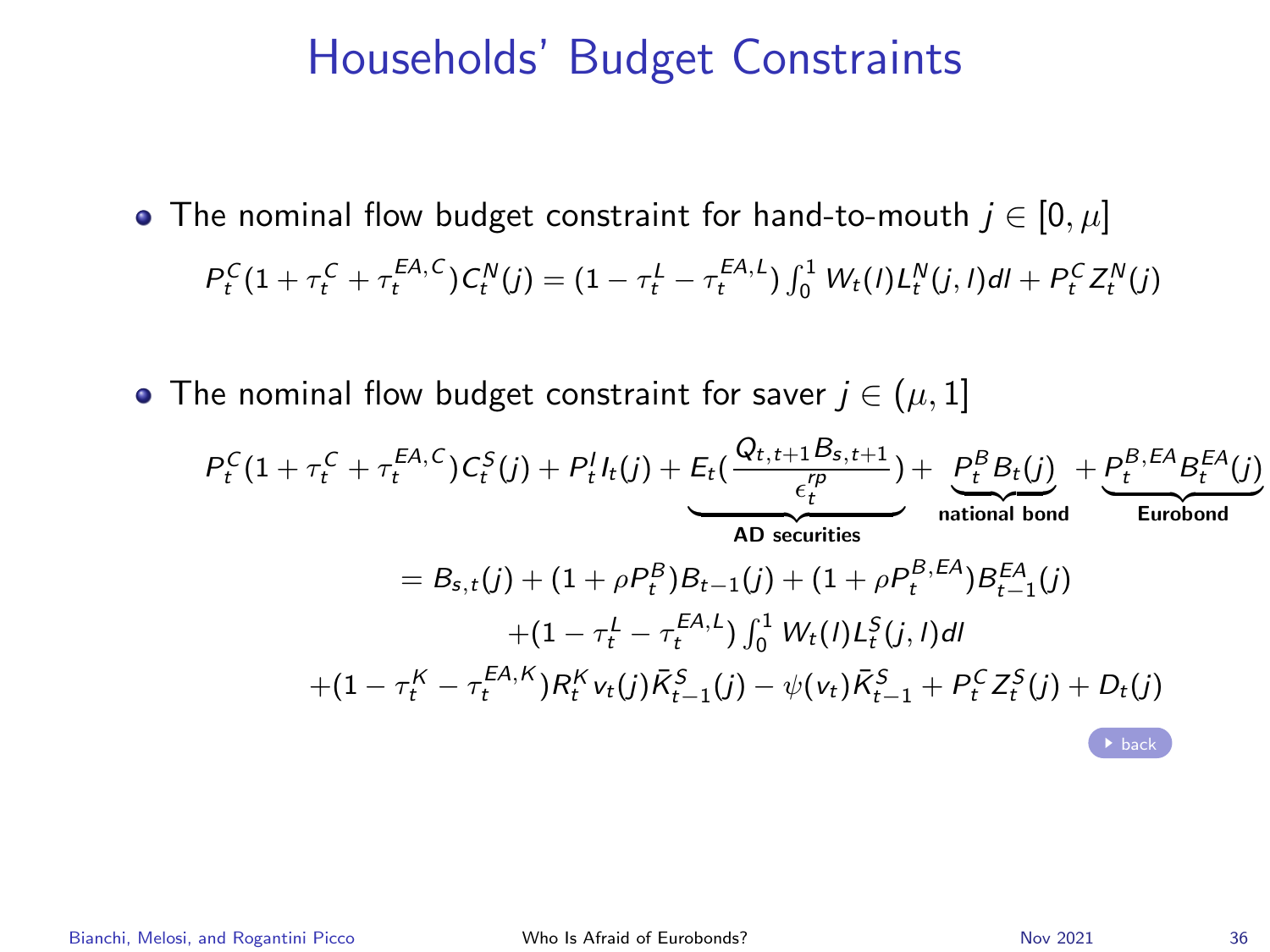# Households' Budget Constraints

- The nominal flow budget constraint for hand-to-mouth $j \in [0, \mu]$

$$P_t^C(1+\tau_t^C+\tau_t^{EA,C})C_t^N(j) = (1-\tau_t^L-\tau_t^{EA,L})\int_0^1 W_t(l)L_t^N(j,l)dl + P_t^C Z_t^N(j)$$

- The nominal flow budget constraint for saver $j \in (\mu, 1]$

$$P_t^C(1+\tau_t^C+\tau_t^{EA,C})C_t^S(j) + P_t^I I_t(j) + \underbrace{E_t\left(\frac{Q_{t,t+1}B_{s,t+1}}{\epsilon_t^{rp}}\right)}_{\textbf{AD securities}} + \underbrace{P_t^B B_t(j)}_{\textbf{national bond}} + \underbrace{P_t^{B,EA}B_t^{EA}(j)}_{\textbf{Eurobond}}$$

$$= B_{s,t}(j) + (1+\rho P_t^B)B_{t-1}(j) + (1+\rho P_t^{B,EA})B_{t-1}^{EA}(j)$$

$$+(1-\tau_t^L-\tau_t^{EA,L})\int_0^1 W_t(l)L_t^S(j,l)dl$$

$$+(1-\tau_t^K-\tau_t^{EA,K})R_t^K v_t(j)\bar{K}_{t-1}^S(j) - \psi(v_t)\bar{K}_{t-1}^S + P_t^C Z_t^S(j) + D_t(j)$$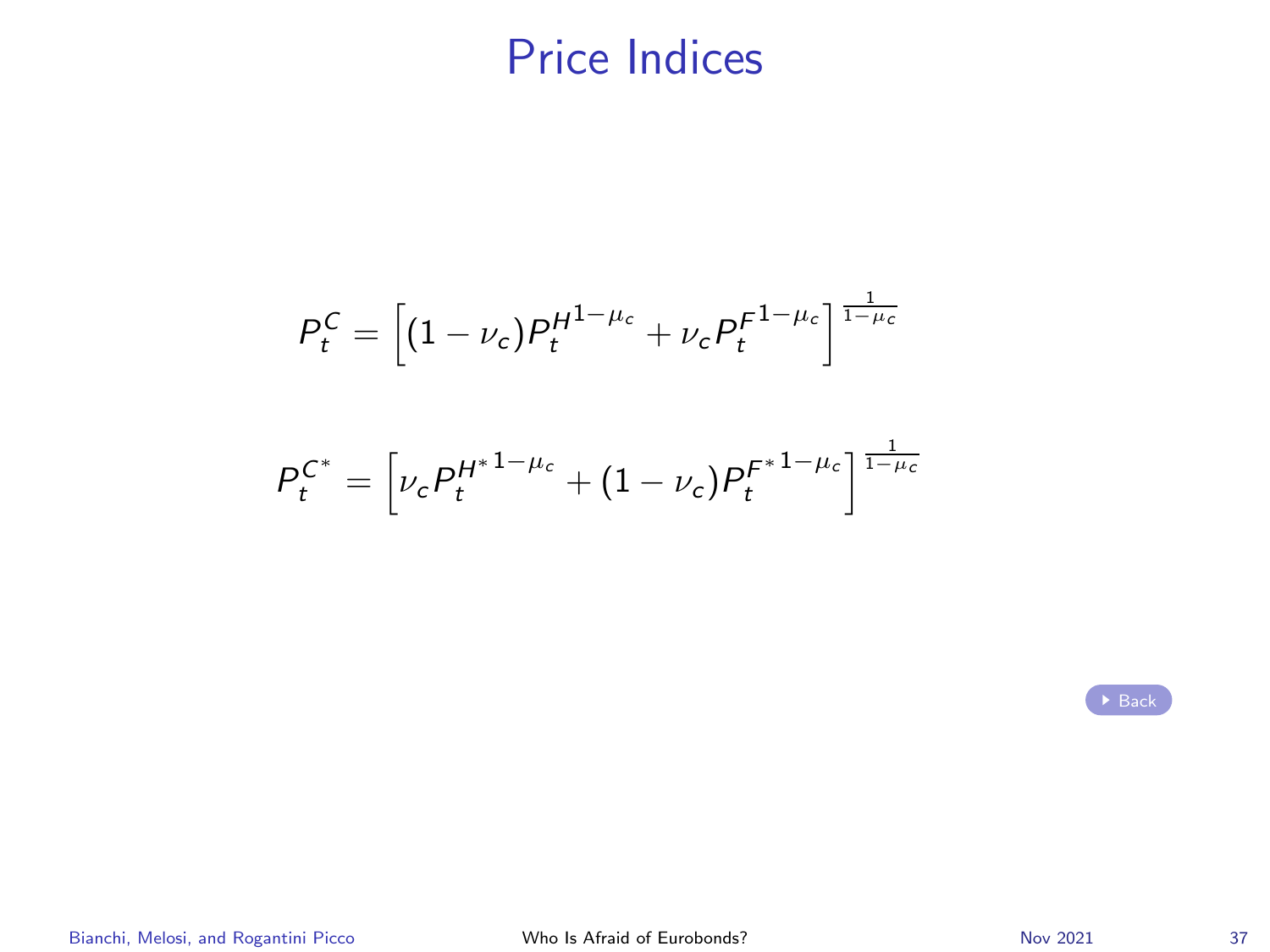# Price Indices

$$P_t^C = \left[(1-\nu_c){P_t^H}^{1-\mu_c} + \nu_c {P_t^F}^{1-\mu_c}\right]^{\frac{1}{1-\mu_c}}$$

$$P_t^{C^*} = \left[\nu_c {P_t^{H^*}}^{1-\mu_c} + (1-\nu_c){P_t^{F^*}}^{1-\mu_c}\right]^{\frac{1}{1-\mu_c}}$$

Back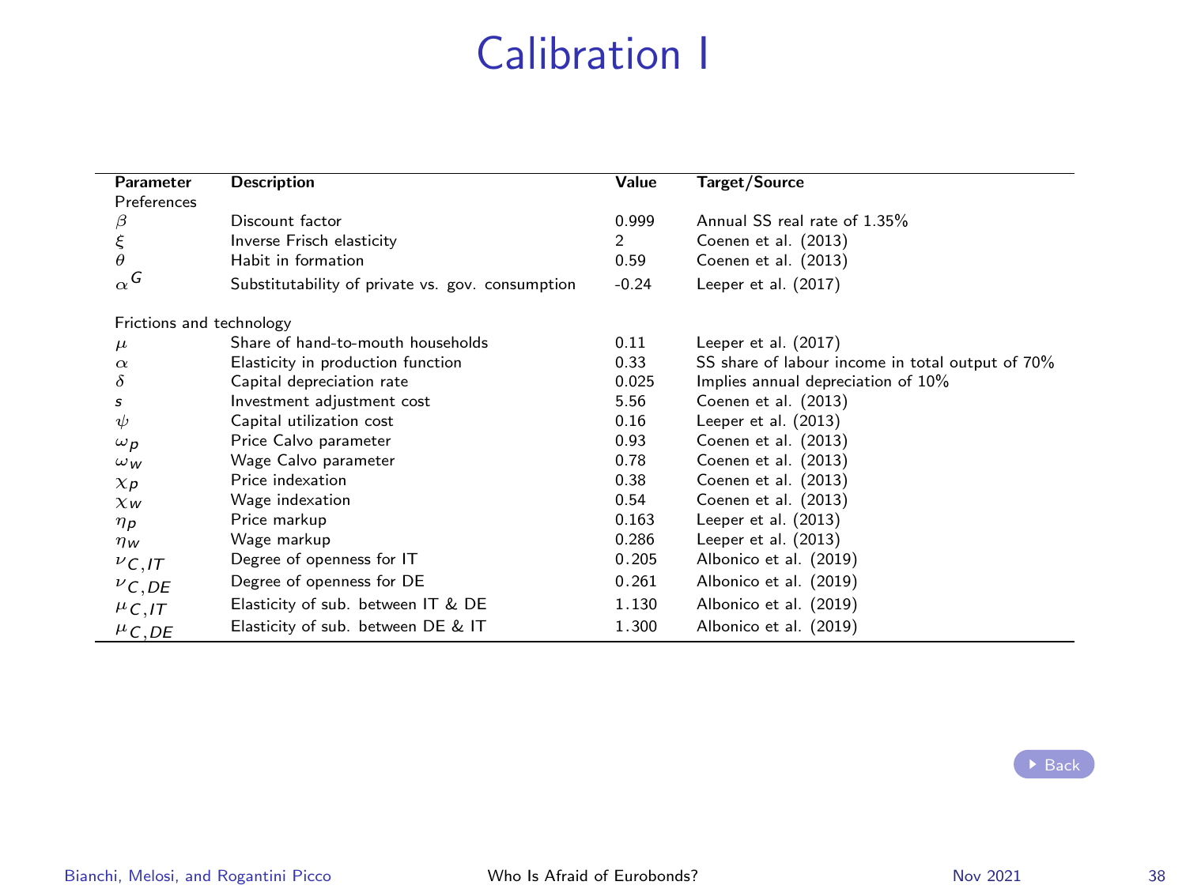# Calibration I

| Parameter | Description | Value | Target/Source |
|---|---|---|---|
| Preferences | | | |
| $\beta$ | Discount factor | 0.999 | Annual SS real rate of 1.35% |
| $\xi$ | Inverse Frisch elasticity | 2 | Coenen et al. (2013) |
| $\theta$ | Habit in formation | 0.59 | Coenen et al. (2013) |
| $\alpha^G$ | Substitutability of private vs. gov. consumption | -0.24 | Leeper et al. (2017) |
| Frictions and technology | | | |
| $\mu$ | Share of hand-to-mouth households | 0.11 | Leeper et al. (2017) |
| $\alpha$ | Elasticity in production function | 0.33 | SS share of labour income in total output of 70% |
| $\delta$ | Capital depreciation rate | 0.025 | Implies annual depreciation of 10% |
| $s$ | Investment adjustment cost | 5.56 | Coenen et al. (2013) |
| $\psi$ | Capital utilization cost | 0.16 | Leeper et al. (2013) |
| $\omega_p$ | Price Calvo parameter | 0.93 | Coenen et al. (2013) |
| $\omega_w$ | Wage Calvo parameter | 0.78 | Coenen et al. (2013) |
| $\chi_p$ | Price indexation | 0.38 | Coenen et al. (2013) |
| $\chi_w$ | Wage indexation | 0.54 | Coenen et al. (2013) |
| $\eta_p$ | Price markup | 0.163 | Leeper et al. (2013) |
| $\eta_w$ | Wage markup | 0.286 | Leeper et al. (2013) |
| $\nu_{C,IT}$ | Degree of openness for IT | 0.205 | Albonico et al. (2019) |
| $\nu_{C,DE}$ | Degree of openness for DE | 0.261 | Albonico et al. (2019) |
| $\mu_{C,IT}$ | Elasticity of sub. between IT & DE | 1.130 | Albonico et al. (2019) |
| $\mu_{C,DE}$ | Elasticity of sub. between DE & IT | 1.300 | Albonico et al. (2019) |

Back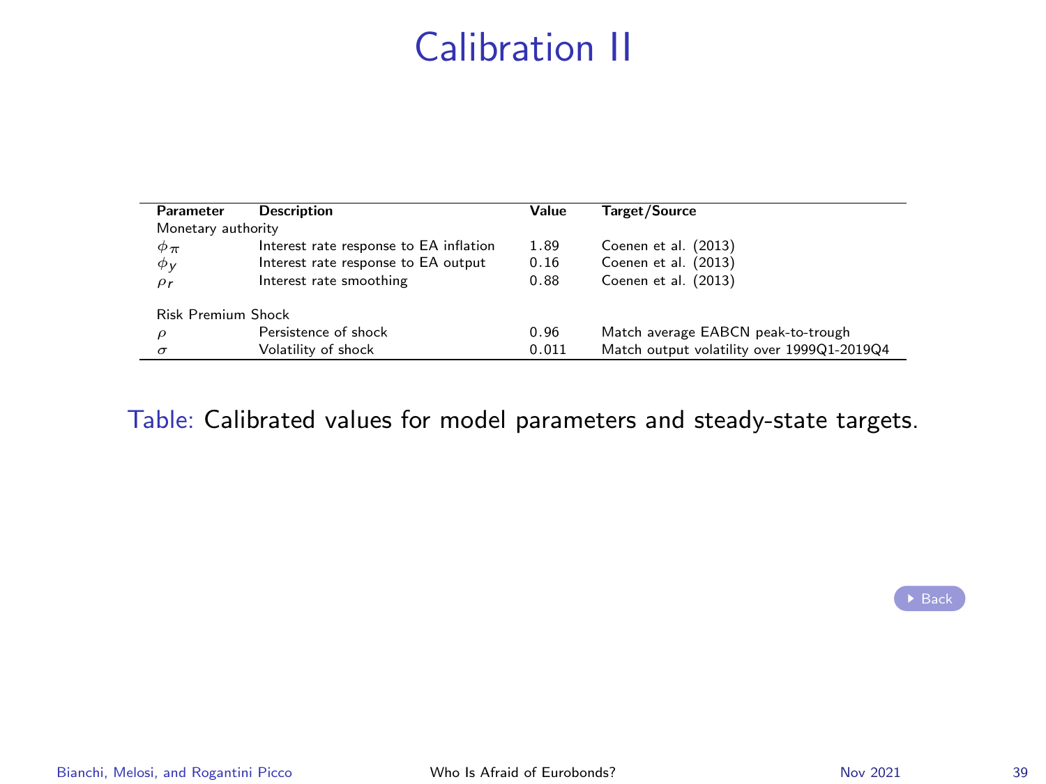# Calibration II

| Parameter | Description | Value | Target/Source |
|---|---|---|---|
| Monetary authority | | | |
| $\phi_\pi$ | Interest rate response to EA inflation | 1.89 | Coenen et al. (2013) |
| $\phi_y$ | Interest rate response to EA output | 0.16 | Coenen et al. (2013) |
| $\rho_r$ | Interest rate smoothing | 0.88 | Coenen et al. (2013) |
| Risk Premium Shock | | | |
| $\rho$ | Persistence of shock | 0.96 | Match average EABCN peak-to-trough |
| $\sigma$ | Volatility of shock | 0.011 | Match output volatility over 1999Q1-2019Q4 |

Table: Calibrated values for model parameters and steady-state targets.

Back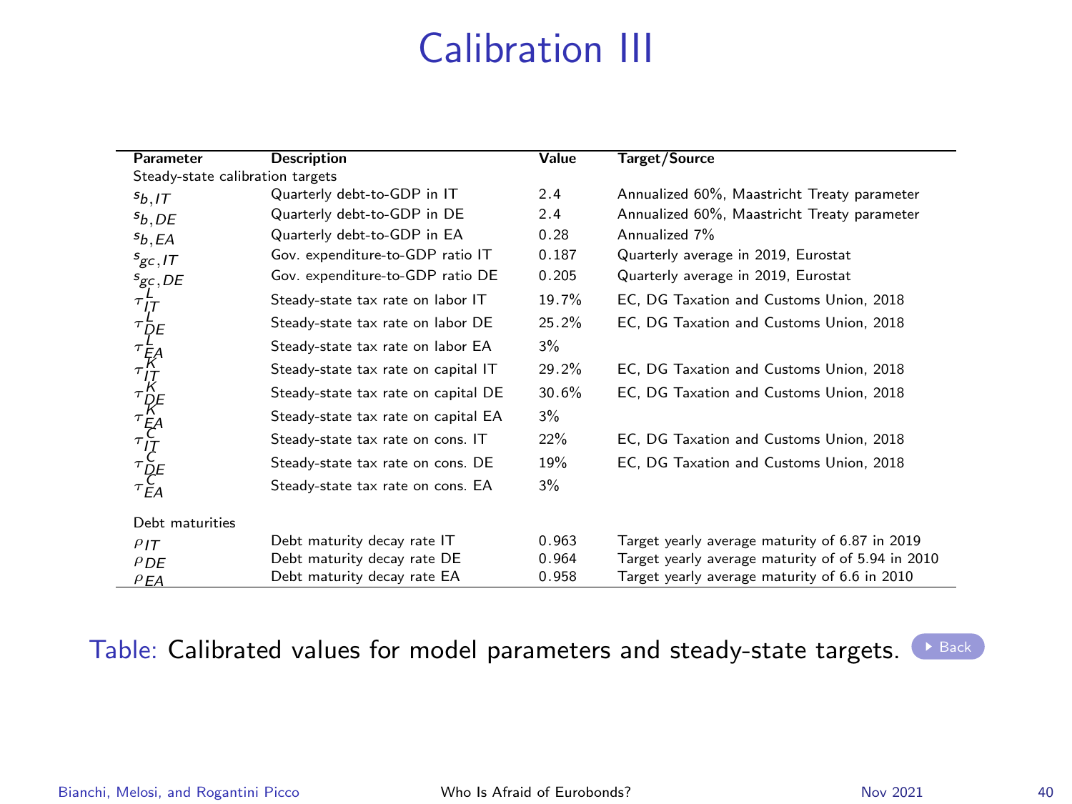# Calibration III

| Parameter | Description | Value | Target/Source |
|---|---|---|---|
| Steady-state calibration targets | | | |
| $s_{b,IT}$ | Quarterly debt-to-GDP in IT | 2.4 | Annualized 60%, Maastricht Treaty parameter |
| $s_{b,DE}$ | Quarterly debt-to-GDP in DE | 2.4 | Annualized 60%, Maastricht Treaty parameter |
| $s_{b,EA}$ | Quarterly debt-to-GDP in EA | 0.28 | Annualized 7% |
| $s_{gc,IT}$ | Gov. expenditure-to-GDP ratio IT | 0.187 | Quarterly average in 2019, Eurostat |
| $s_{gc,DE}$ | Gov. expenditure-to-GDP ratio DE | 0.205 | Quarterly average in 2019, Eurostat |
| $\tau^L_{IT}$ | Steady-state tax rate on labor IT | 19.7% | EC, DG Taxation and Customs Union, 2018 |
| $\tau^L_{DE}$ | Steady-state tax rate on labor DE | 25.2% | EC, DG Taxation and Customs Union, 2018 |
| $\tau^L_{EA}$ | Steady-state tax rate on labor EA | 3% | |
| $\tau^K_{IT}$ | Steady-state tax rate on capital IT | 29.2% | EC, DG Taxation and Customs Union, 2018 |
| $\tau^K_{DE}$ | Steady-state tax rate on capital DE | 30.6% | EC, DG Taxation and Customs Union, 2018 |
| $\tau^K_{EA}$ | Steady-state tax rate on capital EA | 3% | |
| $\tau^C_{IT}$ | Steady-state tax rate on cons. IT | 22% | EC, DG Taxation and Customs Union, 2018 |
| $\tau^C_{DE}$ | Steady-state tax rate on cons. DE | 19% | EC, DG Taxation and Customs Union, 2018 |
| $\tau^C_{EA}$ | Steady-state tax rate on cons. EA | 3% | |
| Debt maturities | | | |
| $\rho_{IT}$ | Debt maturity decay rate IT | 0.963 | Target yearly average maturity of 6.87 in 2019 |
| $\rho_{DE}$ | Debt maturity decay rate DE | 0.964 | Target yearly average maturity of of 5.94 in 2010 |
| $\rho_{EA}$ | Debt maturity decay rate EA | 0.958 | Target yearly average maturity of 6.6 in 2010 |

Table: Calibrated values for model parameters and steady-state targets. Back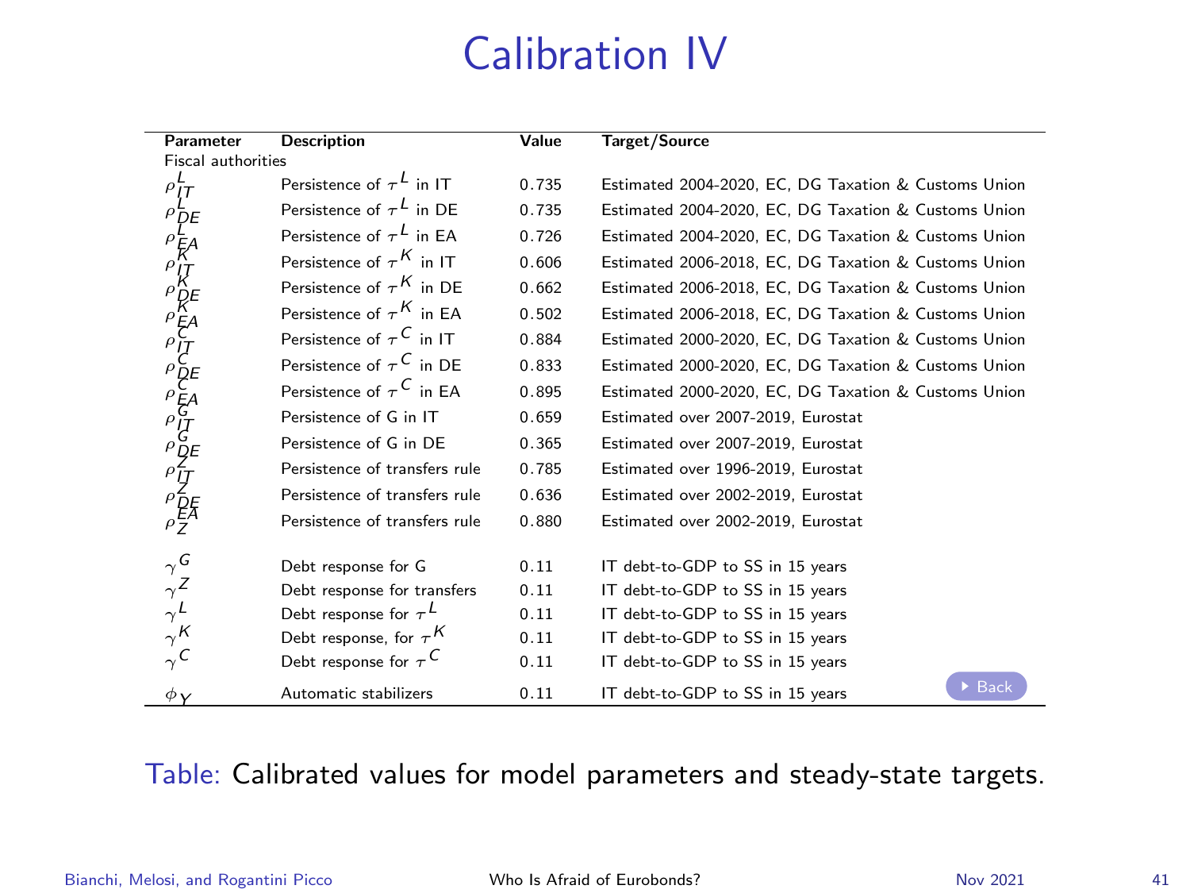# Calibration IV

| Parameter | Description | Value | Target/Source |
|---|---|---|---|
| Fiscal authorities | | | |
| $\rho^L_{IT}$ | Persistence of $\tau^L$ in IT | 0.735 | Estimated 2004-2020, EC, DG Taxation & Customs Union |
| $\rho^L_{DE}$ | Persistence of $\tau^L$ in DE | 0.735 | Estimated 2004-2020, EC, DG Taxation & Customs Union |
| $\rho^L_{EA}$ | Persistence of $\tau^L$ in EA | 0.726 | Estimated 2004-2020, EC, DG Taxation & Customs Union |
| $\rho^K_{IT}$ | Persistence of $\tau^K$ in IT | 0.606 | Estimated 2006-2018, EC, DG Taxation & Customs Union |
| $\rho^K_{DE}$ | Persistence of $\tau^K$ in DE | 0.662 | Estimated 2006-2018, EC, DG Taxation & Customs Union |
| $\rho^K_{EA}$ | Persistence of $\tau^K$ in EA | 0.502 | Estimated 2006-2018, EC, DG Taxation & Customs Union |
| $\rho^C_{IT}$ | Persistence of $\tau^C$ in IT | 0.884 | Estimated 2000-2020, EC, DG Taxation & Customs Union |
| $\rho^C_{DE}$ | Persistence of $\tau^C$ in DE | 0.833 | Estimated 2000-2020, EC, DG Taxation & Customs Union |
| $\rho^C_{EA}$ | Persistence of $\tau^C$ in EA | 0.895 | Estimated 2000-2020, EC, DG Taxation & Customs Union |
| $\rho^G_{IT}$ | Persistence of G in IT | 0.659 | Estimated over 2007-2019, Eurostat |
| $\rho^G_{DE}$ | Persistence of G in DE | 0.365 | Estimated over 2007-2019, Eurostat |
| $\rho^Z_{IT}$ | Persistence of transfers rule | 0.785 | Estimated over 1996-2019, Eurostat |
| $\rho^Z_{DE}$ | Persistence of transfers rule | 0.636 | Estimated over 2002-2019, Eurostat |
| $\rho^{EA}_Z$ | Persistence of transfers rule | 0.880 | Estimated over 2002-2019, Eurostat |
| $\gamma^G$ | Debt response for G | 0.11 | IT debt-to-GDP to SS in 15 years |
| $\gamma^Z$ | Debt response for transfers | 0.11 | IT debt-to-GDP to SS in 15 years |
| $\gamma^L$ | Debt response for $\tau^L$ | 0.11 | IT debt-to-GDP to SS in 15 years |
| $\gamma^K$ | Debt response, for $\tau^K$ | 0.11 | IT debt-to-GDP to SS in 15 years |
| $\gamma^C$ | Debt response for $\tau^C$ | 0.11 | IT debt-to-GDP to SS in 15 years |
| $\phi_Y$ | Automatic stabilizers | 0.11 | IT debt-to-GDP to SS in 15 years |

Table: Calibrated values for model parameters and steady-state targets.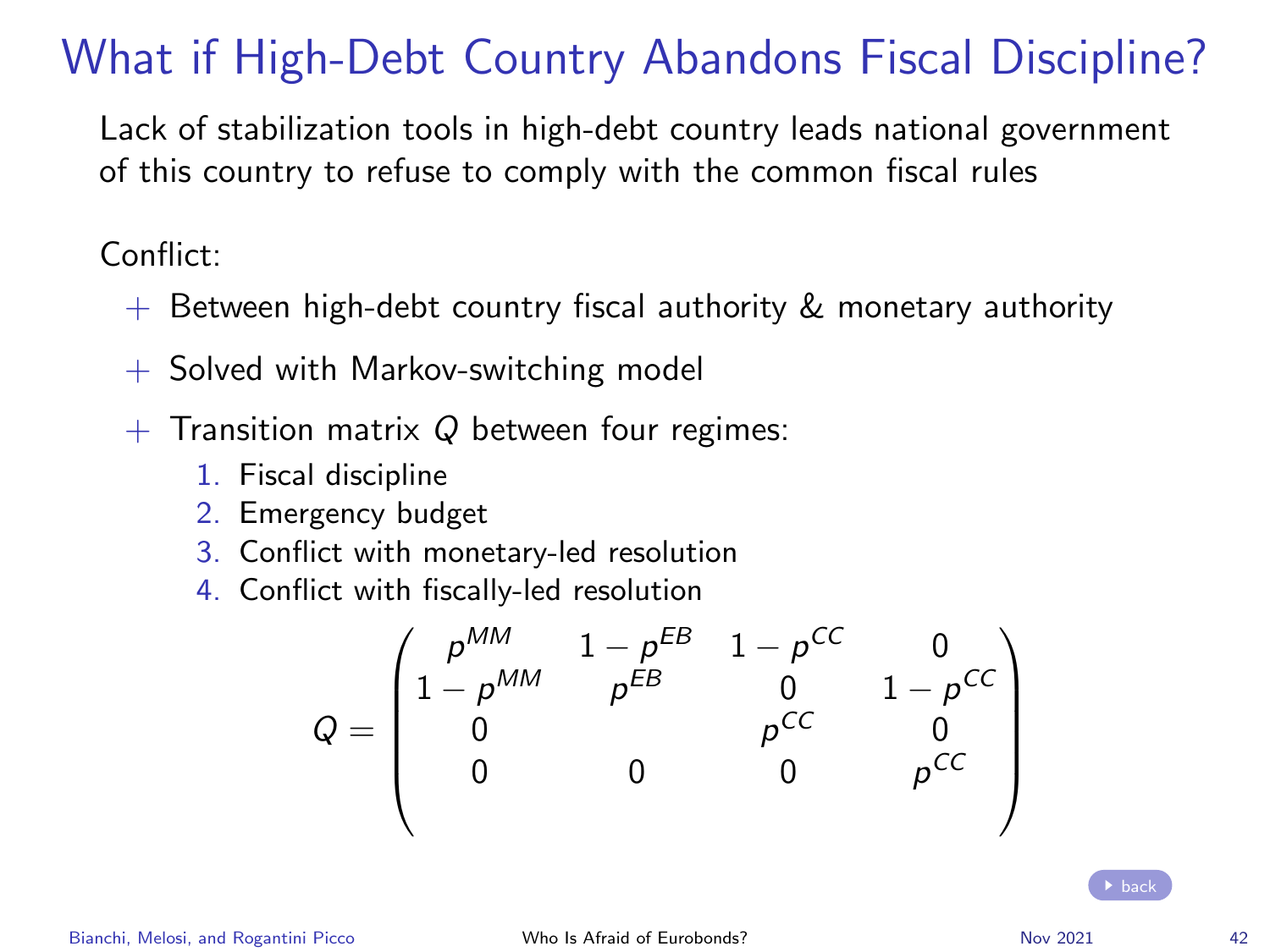# What if High-Debt Country Abandons Fiscal Discipline?

Lack of stabilization tools in high-debt country leads national government of this country to refuse to comply with the common fiscal rules

Conflict:

- Between high-debt country fiscal authority & monetary authority
- Solved with Markov-switching model
- Transition matrix $Q$ between four regimes:
  1. Fiscal discipline
  2. Emergency budget
  3. Conflict with monetary-led resolution
  4. Conflict with fiscally-led resolution

$$Q = \begin{pmatrix} p^{MM} & 1-p^{EB} & 1-p^{CC} & 0 \\ 1-p^{MM} & p^{EB} & 0 & 1-p^{CC} \\ 0 & & p^{CC} & 0 \\ 0 & 0 & 0 & p^{CC} \\ \end{pmatrix}$$

back